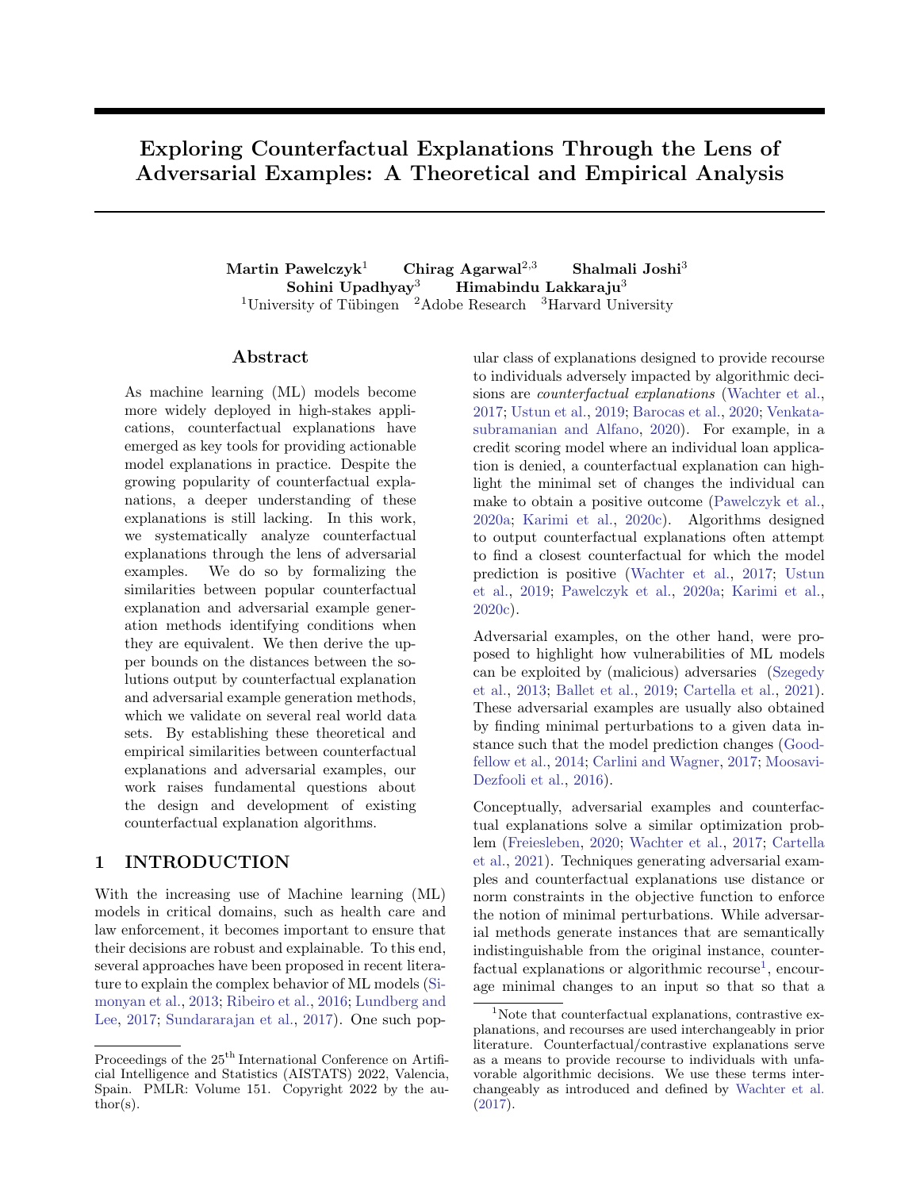# Exploring Counterfactual Explanations Through the Lens of Adversarial Examples: A Theoretical and Empirical Analysis

**Martin Pawelczyk**[1] **Chirag Agarwal**[2,3] **Shalmali Joshi**[3]
**Sohini Upadhyay**[3] **Himabindu Lakkaraju**[3]

[1]University of Tübingen [2]Adobe Research [3]Harvard University

## Abstract

As machine learning (ML) models become more widely deployed in high-stakes applications, counterfactual explanations have emerged as key tools for providing actionable model explanations in practice. Despite the growing popularity of counterfactual explanations, a deeper understanding of these explanations is still lacking. In this work, we systematically analyze counterfactual explanations through the lens of adversarial examples. We do so by formalizing the similarities between popular counterfactual explanation and adversarial example generation methods identifying conditions when they are equivalent. We then derive the upper bounds on the distances between the solutions output by counterfactual explanation and adversarial example generation methods, which we validate on several real world data sets. By establishing these theoretical and empirical similarities between counterfactual explanations and adversarial examples, our work raises fundamental questions about the design and development of existing counterfactual explanation algorithms.

## 1 INTRODUCTION

With the increasing use of Machine learning (ML) models in critical domains, such as health care and law enforcement, it becomes important to ensure that their decisions are robust and explainable. To this end, several approaches have been proposed in recent literature to explain the complex behavior of ML models (Simonyan et al., 2013; Ribeiro et al., 2016; Lundberg and Lee, 2017; Sundararajan et al., 2017). One such popular class of explanations designed to provide recourse to individuals adversely impacted by algorithmic decisions are *counterfactual explanations* (Wachter et al., 2017; Ustun et al., 2019; Barocas et al., 2020; Venkatasubramanian and Alfano, 2020). For example, in a credit scoring model where an individual loan application is denied, a counterfactual explanation can highlight the minimal set of changes the individual can make to obtain a positive outcome (Pawelczyk et al., 2020a; Karimi et al., 2020c). Algorithms designed to output counterfactual explanations often attempt to find a closest counterfactual for which the model prediction is positive (Wachter et al., 2017; Ustun et al., 2019; Pawelczyk et al., 2020a; Karimi et al., 2020c).

Adversarial examples, on the other hand, were proposed to highlight how vulnerabilities of ML models can be exploited by (malicious) adversaries (Szegedy et al., 2013; Ballet et al., 2019; Cartella et al., 2021). These adversarial examples are usually also obtained by finding minimal perturbations to a given data instance such that the model prediction changes (Goodfellow et al., 2014; Carlini and Wagner, 2017; Moosavi-Dezfooli et al., 2016).

Conceptually, adversarial examples and counterfactual explanations solve a similar optimization problem (Freiesleben, 2020; Wachter et al., 2017; Cartella et al., 2021). Techniques generating adversarial examples and counterfactual explanations use distance or norm constraints in the objective function to enforce the notion of minimal perturbations. While adversarial methods generate instances that are semantically indistinguishable from the original instance, counterfactual explanations or algorithmic recourse[1], encourage minimal changes to an input so that so that a

[1]Note that counterfactual explanations, contrastive explanations, and recourses are used interchangeably in prior literature. Counterfactual/contrastive explanations serve as a means to provide recourse to individuals with unfavorable algorithmic decisions. We use these terms interchangeably as introduced and defined by Wachter et al. (2017).

Proceedings of the 25th International Conference on Artificial Intelligence and Statistics (AISTATS) 2022, Valencia, Spain. PMLR: Volume 151. Copyright 2022 by the author(s).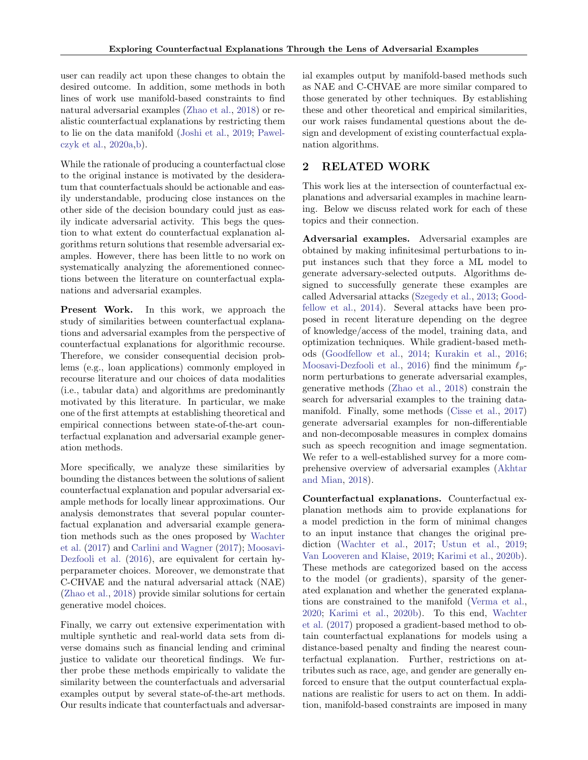user can readily act upon these changes to obtain the desired outcome. In addition, some methods in both lines of work use manifold-based constraints to find natural adversarial examples (Zhao et al., 2018) or realistic counterfactual explanations by restricting them to lie on the data manifold (Joshi et al., 2019; Pawelczyk et al., 2020a,b).

While the rationale of producing a counterfactual close to the original instance is motivated by the desideratum that counterfactuals should be actionable and easily understandable, producing close instances on the other side of the decision boundary could just as easily indicate adversarial activity. This begs the question to what extent do counterfactual explanation algorithms return solutions that resemble adversarial examples. However, there has been little to no work on systematically analyzing the aforementioned connections between the literature on counterfactual explanations and adversarial examples.

**Present Work.** In this work, we approach the study of similarities between counterfactual explanations and adversarial examples from the perspective of counterfactual explanations for algorithmic recourse. Therefore, we consider consequential decision problems (e.g., loan applications) commonly employed in recourse literature and our choices of data modalities (i.e., tabular data) and algorithms are predominantly motivated by this literature. In particular, we make one of the first attempts at establishing theoretical and empirical connections between state-of-the-art counterfactual explanation and adversarial example generation methods.

More specifically, we analyze these similarities by bounding the distances between the solutions of salient counterfactual explanation and popular adversarial example methods for locally linear approximations. Our analysis demonstrates that several popular counterfactual explanation and adversarial example generation methods such as the ones proposed by Wachter et al. (2017) and Carlini and Wagner (2017); Moosavi-Dezfooli et al. (2016), are equivalent for certain hyperparameter choices. Moreover, we demonstrate that C-CHVAE and the natural adversarial attack (NAE) (Zhao et al., 2018) provide similar solutions for certain generative model choices.

Finally, we carry out extensive experimentation with multiple synthetic and real-world data sets from diverse domains such as financial lending and criminal justice to validate our theoretical findings. We further probe these methods empirically to validate the similarity between the counterfactuals and adversarial examples output by several state-of-the-art methods. Our results indicate that counterfactuals and adversarial examples output by manifold-based methods such as NAE and C-CHVAE are more similar compared to those generated by other techniques. By establishing these and other theoretical and empirical similarities, our work raises fundamental questions about the design and development of existing counterfactual explanation algorithms.

## 2 RELATED WORK

This work lies at the intersection of counterfactual explanations and adversarial examples in machine learning. Below we discuss related work for each of these topics and their connection.

**Adversarial examples.** Adversarial examples are obtained by making infinitesimal perturbations to input instances such that they force a ML model to generate adversary-selected outputs. Algorithms designed to successfully generate these examples are called Adversarial attacks (Szegedy et al., 2013; Goodfellow et al., 2014). Several attacks have been proposed in recent literature depending on the degree of knowledge/access of the model, training data, and optimization techniques. While gradient-based methods (Goodfellow et al., 2014; Kurakin et al., 2016; Moosavi-Dezfooli et al., 2016) find the minimum $\ell_p$-norm perturbations to generate adversarial examples, generative methods (Zhao et al., 2018) constrain the search for adversarial examples to the training data-manifold. Finally, some methods (Cisse et al., 2017) generate adversarial examples for non-differentiable and non-decomposable measures in complex domains such as speech recognition and image segmentation. We refer to a well-established survey for a more comprehensive overview of adversarial examples (Akhtar and Mian, 2018).

**Counterfactual explanations.** Counterfactual explanation methods aim to provide explanations for a model prediction in the form of minimal changes to an input instance that changes the original prediction (Wachter et al., 2017; Ustun et al., 2019; Van Looveren and Klaise, 2019; Karimi et al., 2020b). These methods are categorized based on the access to the model (or gradients), sparsity of the generated explanation and whether the generated explanations are constrained to the manifold (Verma et al., 2020; Karimi et al., 2020b). To this end, Wachter et al. (2017) proposed a gradient-based method to obtain counterfactual explanations for models using a distance-based penalty and finding the nearest counterfactual explanation. Further, restrictions on attributes such as race, age, and gender are generally enforced to ensure that the output counterfactual explanations are realistic for users to act on them. In addition, manifold-based constraints are imposed in many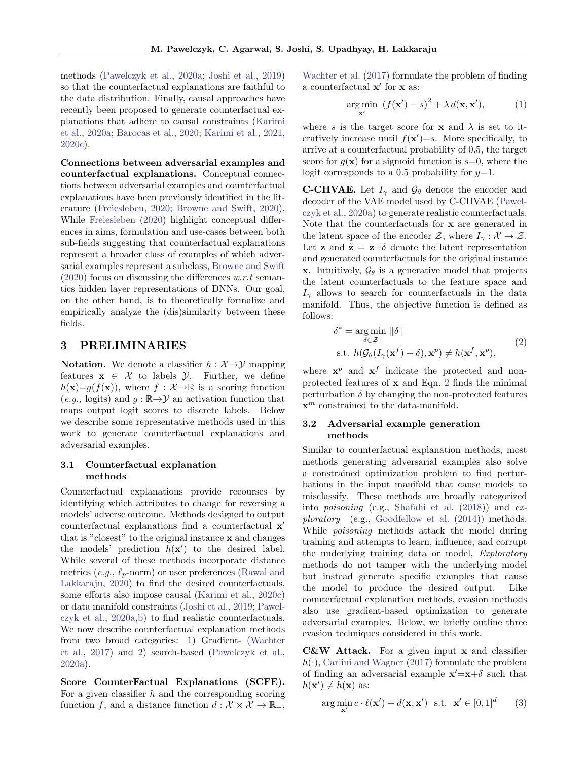methods (Pawelczyk et al., 2020a; Joshi et al., 2019) so that the counterfactual explanations are faithful to the data distribution. Finally, causal approaches have recently been proposed to generate counterfactual explanations that adhere to causal constraints (Karimi et al., 2020a; Barocas et al., 2020; Karimi et al., 2021, 2020c).

**Connections between adversarial examples and counterfactual explanations.** Conceptual connections between adversarial examples and counterfactual explanations have been previously identified in the literature (Freiesleben, 2020; Browne and Swift, 2020). While Freiesleben (2020) highlight conceptual differences in aims, formulation and use-cases between both sub-fields suggesting that counterfactual explanations represent a broader class of examples of which adversarial examples represent a subclass, Browne and Swift (2020) focus on discussing the differences *w.r.t* semantics hidden layer representations of DNNs. Our goal, on the other hand, is to theoretically formalize and empirically analyze the (dis)similarity between these fields.

# 3 PRELIMINARIES

**Notation.** We denote a classifier $h : \mathcal{X} \to \mathcal{Y}$ mapping features $\mathbf{x} \in \mathcal{X}$ to labels $\mathcal{Y}$. Further, we define $h(\mathbf{x}) = g(f(\mathbf{x}))$, where $f : \mathcal{X} \to \mathbb{R}$ is a scoring function (*e.g.,* logits) and $g : \mathbb{R} \to \mathcal{Y}$ an activation function that maps output logit scores to discrete labels. Below we describe some representative methods used in this work to generate counterfactual explanations and adversarial examples.

## 3.1 Counterfactual explanation methods

Counterfactual explanations provide recourses by identifying which attributes to change for reversing a models' adverse outcome. Methods designed to output counterfactual explanations find a counterfactual $\mathbf{x}'$ that is "closest" to the original instance $\mathbf{x}$ and changes the models' prediction $h(\mathbf{x}')$ to the desired label. While several of these methods incorporate distance metrics (*e.g.,* $\ell_p$-norm) or user preferences (Rawal and Lakkaraju, 2020) to find the desired counterfactuals, some efforts also impose causal (Karimi et al., 2020c) or data manifold constraints (Joshi et al., 2019; Pawelczyk et al., 2020a,b) to find realistic counterfactuals. We now describe counterfactual explanation methods from two broad categories: 1) Gradient- (Wachter et al., 2017) and 2) search-based (Pawelczyk et al., 2020a).

**Score CounterFactual Explanations (SCFE).** For a given classifier $h$ and the corresponding scoring function $f$, and a distance function $d : \mathcal{X} \times \mathcal{X} \to \mathbb{R}_+$, Wachter et al. (2017) formulate the problem of finding a counterfactual $\mathbf{x}'$ for $\mathbf{x}$ as:

$$\arg\min_{\mathbf{x}'} \ (f(\mathbf{x}') - s)^2 + \lambda \, d(\mathbf{x}, \mathbf{x}'), \tag{1}$$

where $s$ is the target score for $\mathbf{x}$ and $\lambda$ is set to iteratively increase until $f(\mathbf{x}') = s$. More specifically, to arrive at a counterfactual probability of 0.5, the target score for $g(\mathbf{x})$ for a sigmoid function is $s=0$, where the logit corresponds to a 0.5 probability for $y=1$.

**C-CHVAE.** Let $I_\gamma$ and $\mathcal{G}_\theta$ denote the encoder and decoder of the VAE model used by C-CHVAE (Pawelczyk et al., 2020a) to generate realistic counterfactuals. Note that the counterfactuals for $\mathbf{x}$ are generated in the latent space of the encoder $\mathcal{Z}$, where $I_\gamma : \mathcal{X} \to \mathcal{Z}$. Let $\mathbf{z}$ and $\tilde{\mathbf{z}} = \mathbf{z} + \delta$ denote the latent representation and generated counterfactuals for the original instance $\mathbf{x}$. Intuitively, $\mathcal{G}_\theta$ is a generative model that projects the latent counterfactuals to the feature space and $I_\gamma$ allows to search for counterfactuals in the data manifold. Thus, the objective function is defined as follows:

$$\begin{aligned} \delta^* = & \arg\min_{\delta \in \mathcal{Z}} \ \|\delta\| \\ & \text{s.t. } h(\mathcal{G}_\theta(I_\gamma(\mathbf{x}^f) + \delta), \mathbf{x}^p) \neq h(\mathbf{x}^f, \mathbf{x}^p), \end{aligned} \tag{2}$$

where $\mathbf{x}^p$ and $\mathbf{x}^f$ indicate the protected and non-protected features of $\mathbf{x}$ and Eqn. 2 finds the minimal perturbation $\delta$ by changing the non-protected features $\mathbf{x}^m$ constrained to the data-manifold.

## 3.2 Adversarial example generation methods

Similar to counterfactual explanation methods, most methods generating adversarial examples also solve a constrained optimization problem to find perturbations in the input manifold that cause models to misclassify. These methods are broadly categorized into *poisoning* (e.g., Shafahi et al. (2018)) and *exploratory* (e.g., Goodfellow et al. (2014)) methods. While *poisoning* methods attack the model during training and attempts to learn, influence, and corrupt the underlying training data or model, *Exploratory* methods do not tamper with the underlying model but instead generate specific examples that cause the model to produce the desired output. Like counterfactual explanation methods, evasion methods also use gradient-based optimization to generate adversarial examples. Below, we briefly outline three evasion techniques considered in this work.

**C&W Attack.** For a given input $\mathbf{x}$ and classifier $h(\cdot)$, Carlini and Wagner (2017) formulate the problem of finding an adversarial example $\mathbf{x}' = \mathbf{x} + \delta$ such that $h(\mathbf{x}') \neq h(\mathbf{x})$ as:

$$\arg\min_{\mathbf{x}'} c \cdot \ell(\mathbf{x}') + d(\mathbf{x}, \mathbf{x}') \ \text{ s.t. } \ \mathbf{x}' \in [0, 1]^d \tag{3}$$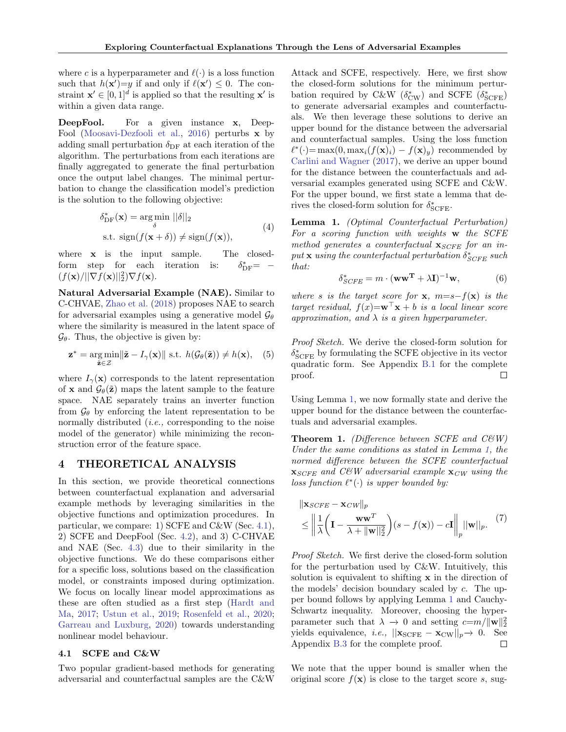where $c$ is a hyperparameter and $\ell(\cdot)$ is a loss function such that $h(\mathbf{x}')=y$ if and only if $\ell(\mathbf{x}') \leq 0$. The constraint $\mathbf{x}' \in [0,1]^d$ is applied so that the resulting $\mathbf{x}'$ is within a given data range.

**DeepFool.** For a given instance $\mathbf{x}$, DeepFool (Moosavi-Dezfooli et al., 2016) perturbs $\mathbf{x}$ by adding small perturbation $\delta_{\text{DF}}$ at each iteration of the algorithm. The perturbations from each iterations are finally aggregated to generate the final perturbation once the output label changes. The minimal perturbation to change the classification model's prediction is the solution to the following objective:

$$
\begin{aligned}
\delta^*_{\text{DF}}(\mathbf{x}) &= \arg\min_{\delta} ||\delta||_2 \\
&\text{s.t. } \text{sign}(f(\mathbf{x}+\delta)) \neq \text{sign}(f(\mathbf{x})),
\end{aligned}
\tag{4}
$$

where $\mathbf{x}$ is the input sample. The closed-form step for each iteration is: $\delta^*_{\text{DF}} = -(f(\mathbf{x})/||\nabla f(\mathbf{x})||_2^2)\nabla f(\mathbf{x})$.

**Natural Adversarial Example (NAE).** Similar to C-CHVAE, Zhao et al. (2018) proposes NAE to search for adversarial examples using a generative model $\mathcal{G}_\theta$ where the similarity is measured in the latent space of $\mathcal{G}_\theta$. Thus, the objective is given by:

$$
\mathbf{z}^* = \arg\min_{\tilde{\mathbf{z}} \in \mathcal{Z}} \|\tilde{\mathbf{z}} - I_\gamma(\mathbf{x})\| \text{ s.t. } h(\mathcal{G}_\theta(\tilde{\mathbf{z}})) \neq h(\mathbf{x}), \tag{5}
$$

where $I_\gamma(\mathbf{x})$ corresponds to the latent representation of $\mathbf{x}$ and $\mathcal{G}_\theta(\tilde{\mathbf{z}})$ maps the latent sample to the feature space. NAE separately trains an inverter function from $\mathcal{G}_\theta$ by enforcing the latent representation to be normally distributed (*i.e.,* corresponding to the noise model of the generator) while minimizing the reconstruction error of the feature space.

# 4 THEORETICAL ANALYSIS

In this section, we provide theoretical connections between counterfactual explanation and adversarial example methods by leveraging similarities in the objective functions and optimization procedures. In particular, we compare: 1) SCFE and C&W (Sec. 4.1), 2) SCFE and DeepFool (Sec. 4.2), and 3) C-CHVAE and NAE (Sec. 4.3) due to their similarity in the objective functions. We do these comparisons either for a specific loss, solutions based on the classification model, or constraints imposed during optimization. We focus on locally linear model approximations as these are often studied as a first step (Hardt and Ma, 2017; Ustun et al., 2019; Rosenfeld et al., 2020; Garreau and Luxburg, 2020) towards understanding nonlinear model behaviour.

## 4.1 SCFE and C&W

Two popular gradient-based methods for generating adversarial and counterfactual samples are the C&W Attack and SCFE, respectively. Here, we first show the closed-form solutions for the minimum perturbation required by C&W ($\delta^*_{\text{CW}}$) and SCFE ($\delta^*_{\text{SCFE}}$) to generate adversarial examples and counterfactuals. We then leverage these solutions to derive an upper bound for the distance between the adversarial and counterfactual samples. Using the loss function $\ell^*(\cdot) = \max(0, \max_i(f(\mathbf{x})_i) - f(\mathbf{x})_y)$ recommended by Carlini and Wagner (2017), we derive an upper bound for the distance between the counterfactuals and adversarial examples generated using SCFE and C&W. For the upper bound, we first state a lemma that derives the closed-form solution for $\delta^*_{\text{SCFE}}$.

**Lemma 1.** *(Optimal Counterfactual Perturbation) For a scoring function with weights $\mathbf{w}$ the SCFE method generates a counterfactual $\mathbf{x}_{SCFE}$ for an input $\mathbf{x}$ using the counterfactual perturbation $\delta^*_{SCFE}$ such that:*

$$
\delta^*_{SCFE} = m \cdot (\mathbf{w}\mathbf{w}^{\mathbf{T}} + \lambda \mathbf{I})^{-1}\mathbf{w}, \tag{6}
$$

*where $s$ is the target score for $\mathbf{x}$, $m{=}s{-}f(\mathbf{x})$ is the target residual, $f(\mathbf{x}){=}\mathbf{w}^\top \mathbf{x} + b$ is a local linear score approximation, and $\lambda$ is a given hyperparameter.*

*Proof Sketch.* We derive the closed-form solution for $\delta^*_{\text{SCFE}}$ by formulating the SCFE objective in its vector quadratic form. See Appendix B.1 for the complete proof. □

Using Lemma 1, we now formally state and derive the upper bound for the distance between the counterfactuals and adversarial examples.

**Theorem 1.** *(Difference between SCFE and C&W) Under the same conditions as stated in Lemma 1, the normed difference between the SCFE counterfactual $\mathbf{x}_{SCFE}$ and C&W adversarial example $\mathbf{x}_{CW}$ using the loss function $\ell^*(\cdot)$ is upper bounded by:*

$$
\begin{aligned}
&\|\mathbf{x}_{SCFE} - \mathbf{x}_{CW}\|_p \\
&\leq \left\| \frac{1}{\lambda}\left(\mathbf{I} - \frac{\mathbf{w}\mathbf{w}^T}{\lambda + \|\mathbf{w}\|_2^2}\right)(s - f(\mathbf{x})) - c\mathbf{I} \right\|_p ||\mathbf{w}||_p.
\end{aligned}
\tag{7}
$$

*Proof Sketch.* We first derive the closed-form solution for the perturbation used by C&W. Intuitively, this solution is equivalent to shifting $\mathbf{x}$ in the direction of the models' decision boundary scaled by $c$. The upper bound follows by applying Lemma 1 and Cauchy-Schwartz inequality. Moreover, choosing the hyperparameter such that $\lambda \to 0$ and setting $c{=}m/\|\mathbf{w}\|_2^2$ yields equivalence, *i.e.,* $||\mathbf{x}_{\text{SCFE}} - \mathbf{x}_{\text{CW}}||_p \to 0$. See Appendix B.3 for the complete proof. □

We note that the upper bound is smaller when the original score $f(\mathbf{x})$ is close to the target score $s$, sug-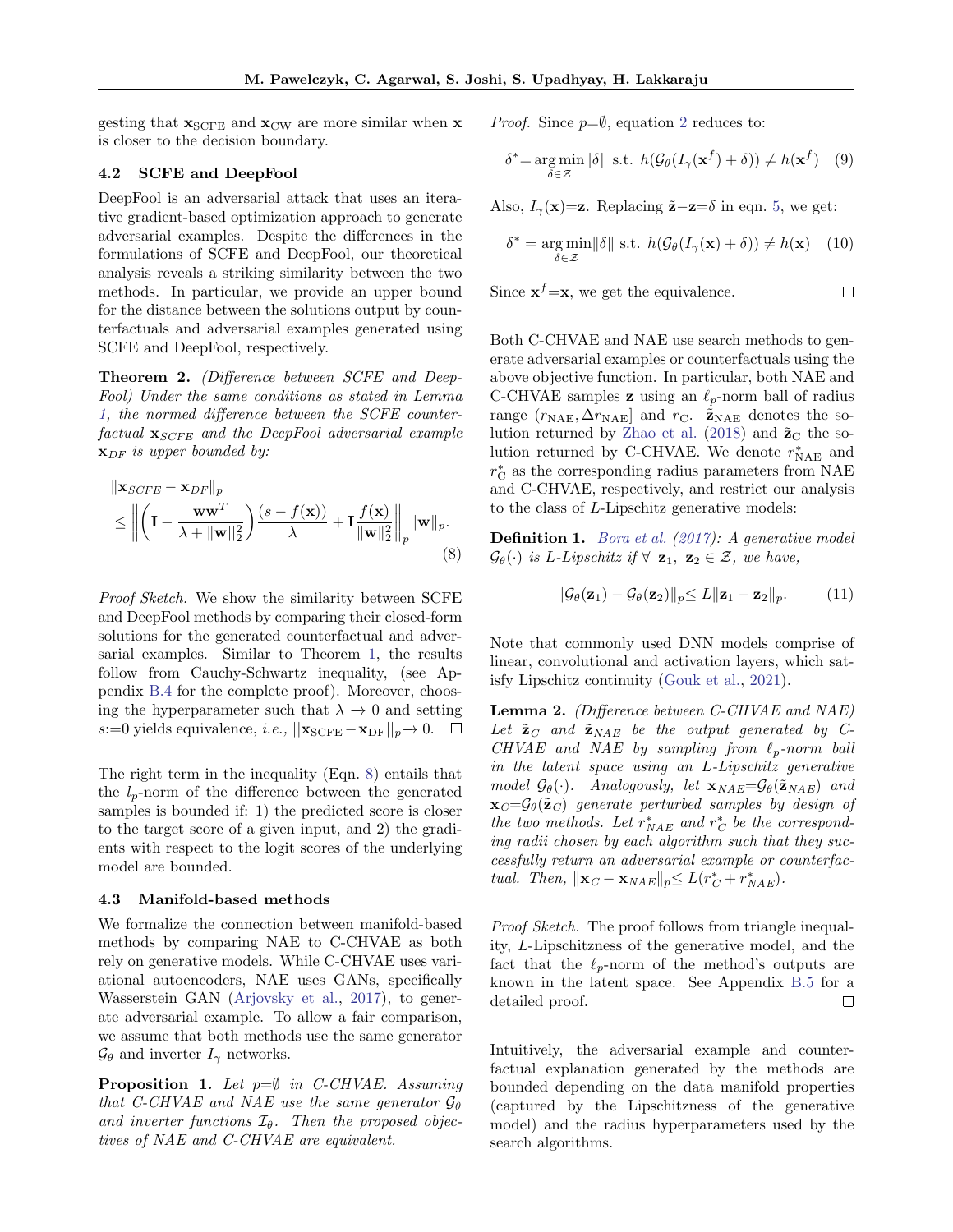gesting that $\mathbf{x}_{\text{SCFE}}$ and $\mathbf{x}_{\text{CW}}$ are more similar when $\mathbf{x}$ is closer to the decision boundary.

### 4.2 SCFE and DeepFool

DeepFool is an adversarial attack that uses an iterative gradient-based optimization approach to generate adversarial examples. Despite the differences in the formulations of SCFE and DeepFool, our theoretical analysis reveals a striking similarity between the two methods. In particular, we provide an upper bound for the distance between the solutions output by counterfactuals and adversarial examples generated using SCFE and DeepFool, respectively.

**Theorem 2.** *(Difference between SCFE and DeepFool) Under the same conditions as stated in Lemma 1, the normed difference between the SCFE counterfactual $\mathbf{x}_{SCFE}$ and the DeepFool adversarial example $\mathbf{x}_{DF}$ is upper bounded by:*

$$
\begin{aligned}
&\|\mathbf{x}_{SCFE} - \mathbf{x}_{DF}\|_p \\
&\leq \left\| \left(\mathbf{I} - \frac{\mathbf{w}\mathbf{w}^T}{\lambda + \|\mathbf{w}\|_2^2}\right) \frac{(s - f(\mathbf{x}))}{\lambda} + \mathbf{I}\frac{f(\mathbf{x})}{\|\mathbf{w}\|_2^2} \right\|_p \|\mathbf{w}\|_p.
\end{aligned} \tag{8}
$$

*Proof Sketch.* We show the similarity between SCFE and DeepFool methods by comparing their closed-form solutions for the generated counterfactual and adversarial examples. Similar to Theorem 1, the results follow from Cauchy-Schwartz inequality, (see Appendix B.4 for the complete proof). Moreover, choosing the hyperparameter such that $\lambda \to 0$ and setting $s{:=}0$ yields equivalence, *i.e.,* $||\mathbf{x}_{\text{SCFE}} - \mathbf{x}_{\text{DF}}||_p \to 0$. □

The right term in the inequality (Eqn. 8) entails that the $l_p$-norm of the difference between the generated samples is bounded if: 1) the predicted score is closer to the target score of a given input, and 2) the gradients with respect to the logit scores of the underlying model are bounded.

### 4.3 Manifold-based methods

We formalize the connection between manifold-based methods by comparing NAE to C-CHVAE as both rely on generative models. While C-CHVAE uses variational autoencoders, NAE uses GANs, specifically Wasserstein GAN (Arjovsky et al., 2017), to generate adversarial example. To allow a fair comparison, we assume that both methods use the same generator $\mathcal{G}_\theta$ and inverter $I_\gamma$ networks.

**Proposition 1.** *Let $p{=}\emptyset$ in C-CHVAE. Assuming that C-CHVAE and NAE use the same generator $\mathcal{G}_\theta$ and inverter functions $\mathcal{I}_\theta$. Then the proposed objectives of NAE and C-CHVAE are equivalent.*

*Proof.* Since $p{=}\emptyset$, equation 2 reduces to:

$$
\delta^* = \underset{\delta \in \mathcal{Z}}{\arg\min} \|\delta\| \text{ s.t. } h(\mathcal{G}_\theta(I_\gamma(\mathbf{x}^f) + \delta)) \neq h(\mathbf{x}^f) \tag{9}
$$

Also, $I_\gamma(\mathbf{x}){=}\mathbf{z}$. Replacing $\tilde{\mathbf{z}}{-}\mathbf{z}{=}\delta$ in eqn. 5, we get:

$$
\delta^* = \underset{\delta \in \mathcal{Z}}{\arg\min} \|\delta\| \text{ s.t. } h(\mathcal{G}_\theta(I_\gamma(\mathbf{x}) + \delta)) \neq h(\mathbf{x}) \tag{10}
$$

Since $\mathbf{x}^f{=}\mathbf{x}$, we get the equivalence. □

Both C-CHVAE and NAE use search methods to generate adversarial examples or counterfactuals using the above objective function. In particular, both NAE and C-CHVAE samples $\mathbf{z}$ using an $\ell_p$-norm ball of radius range $(r_{\text{NAE}}, \Delta r_{\text{NAE}}]$ and $r_{\text{C}}$. $\tilde{\mathbf{z}}_{\text{NAE}}$ denotes the solution returned by Zhao et al. (2018) and $\tilde{\mathbf{z}}_{\text{C}}$ the solution returned by C-CHVAE. We denote $r^*_{\text{NAE}}$ and $r^*_{\text{C}}$ as the corresponding radius parameters from NAE and C-CHVAE, respectively, and restrict our analysis to the class of $L$-Lipschitz generative models:

**Definition 1.** *Bora et al. (2017): A generative model $\mathcal{G}_\theta(\cdot)$ is $L$-Lipschitz if $\forall$ $\mathbf{z}_1$, $\mathbf{z}_2 \in \mathcal{Z}$, we have,*

$$
\|\mathcal{G}_\theta(\mathbf{z}_1) - \mathcal{G}_\theta(\mathbf{z}_2)\|_p \leq L\|\mathbf{z}_1 - \mathbf{z}_2\|_p. \tag{11}
$$

Note that commonly used DNN models comprise of linear, convolutional and activation layers, which satisfy Lipschitz continuity (Gouk et al., 2021).

**Lemma 2.** *(Difference between C-CHVAE and NAE) Let $\tilde{\mathbf{z}}_C$ and $\tilde{\mathbf{z}}_{NAE}$ be the output generated by C-CHVAE and NAE by sampling from $\ell_p$-norm ball in the latent space using an $L$-Lipschitz generative model $\mathcal{G}_\theta(\cdot)$. Analogously, let $\mathbf{x}_{NAE}{=}\mathcal{G}_\theta(\tilde{\mathbf{z}}_{NAE})$ and $\mathbf{x}_C{=}\mathcal{G}_\theta(\tilde{\mathbf{z}}_C)$ generate perturbed samples by design of the two methods. Let $r^*_{NAE}$ and $r^*_C$ be the corresponding radii chosen by each algorithm such that they successfully return an adversarial example or counterfactual. Then, $\|\mathbf{x}_C - \mathbf{x}_{NAE}\|_p \leq L(r^*_C + r^*_{NAE})$.*

*Proof Sketch.* The proof follows from triangle inequality, $L$-Lipschitzness of the generative model, and the fact that the $\ell_p$-norm of the method's outputs are known in the latent space. See Appendix B.5 for a detailed proof. □

Intuitively, the adversarial example and counterfactual explanation generated by the methods are bounded depending on the data manifold properties (captured by the Lipschitzness of the generative model) and the radius hyperparameters used by the search algorithms.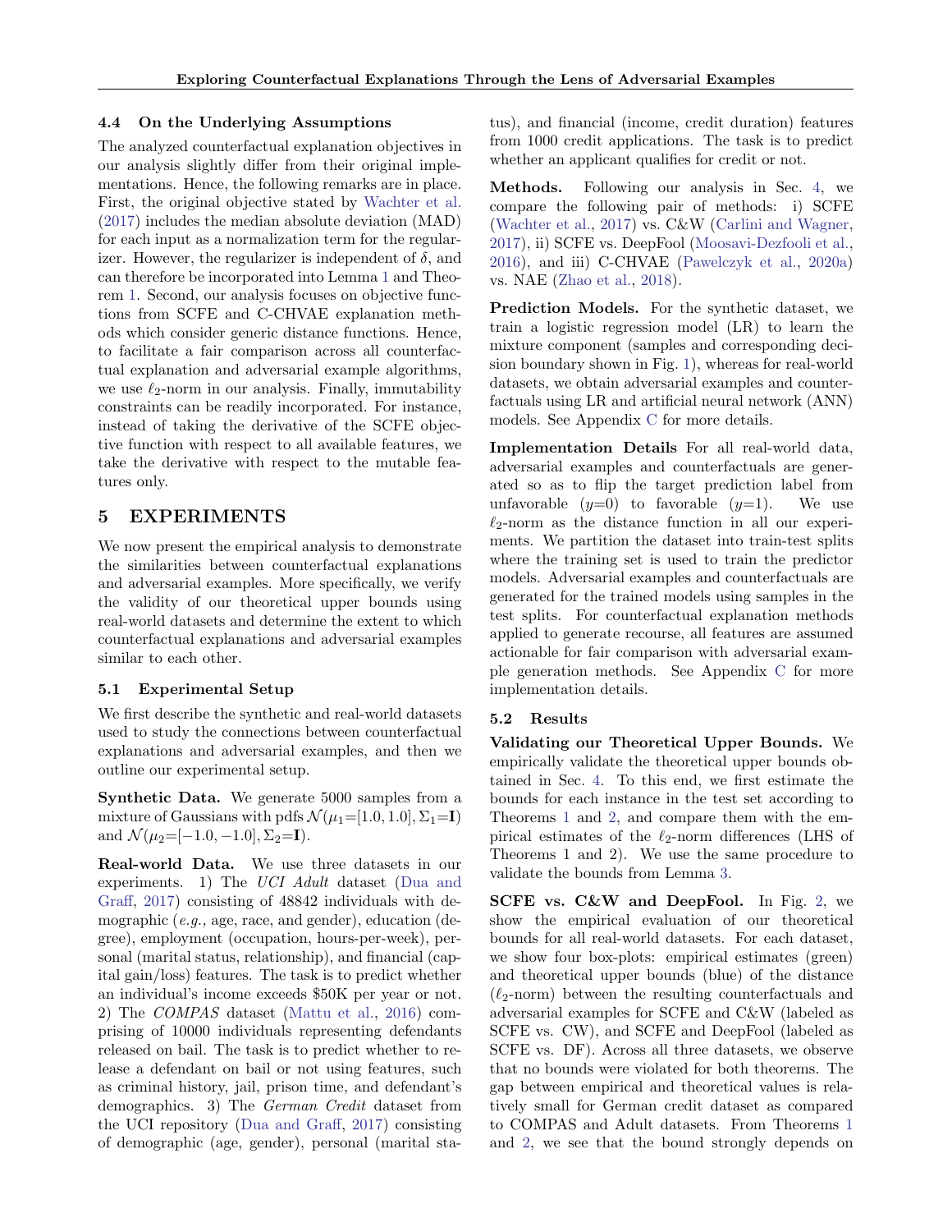### 4.4 On the Underlying Assumptions

The analyzed counterfactual explanation objectives in our analysis slightly differ from their original implementations. Hence, the following remarks are in place. First, the original objective stated by Wachter et al. (2017) includes the median absolute deviation (MAD) for each input as a normalization term for the regularizer. However, the regularizer is independent of $\delta$, and can therefore be incorporated into Lemma 1 and Theorem 1. Second, our analysis focuses on objective functions from SCFE and C-CHVAE explanation methods which consider generic distance functions. Hence, to facilitate a fair comparison across all counterfactual explanation and adversarial example algorithms, we use $\ell_2$-norm in our analysis. Finally, immutability constraints can be readily incorporated. For instance, instead of taking the derivative of the SCFE objective function with respect to all available features, we take the derivative with respect to the mutable features only.

## 5 EXPERIMENTS

We now present the empirical analysis to demonstrate the similarities between counterfactual explanations and adversarial examples. More specifically, we verify the validity of our theoretical upper bounds using real-world datasets and determine the extent to which counterfactual explanations and adversarial examples similar to each other.

### 5.1 Experimental Setup

We first describe the synthetic and real-world datasets used to study the connections between counterfactual explanations and adversarial examples, and then we outline our experimental setup.

**Synthetic Data.** We generate 5000 samples from a mixture of Gaussians with pdfs $\mathcal{N}(\mu_1{=}[1.0, 1.0], \Sigma_1{=}\mathbf{I})$ and $\mathcal{N}(\mu_2{=}[-1.0, -1.0], \Sigma_2{=}\mathbf{I})$.

**Real-world Data.** We use three datasets in our experiments. 1) The *UCI Adult* dataset (Dua and Graff, 2017) consisting of 48842 individuals with demographic (*e.g.,* age, race, and gender), education (degree), employment (occupation, hours-per-week), personal (marital status, relationship), and financial (capital gain/loss) features. The task is to predict whether an individual's income exceeds $50K per year or not. 2) The *COMPAS* dataset (Mattu et al., 2016) comprising of 10000 individuals representing defendants released on bail. The task is to predict whether to release a defendant on bail or not using features, such as criminal history, jail, prison time, and defendant's demographics. 3) The *German Credit* dataset from the UCI repository (Dua and Graff, 2017) consisting of demographic (age, gender), personal (marital status), and financial (income, credit duration) features from 1000 credit applications. The task is to predict whether an applicant qualifies for credit or not.

**Methods.** Following our analysis in Sec. 4, we compare the following pair of methods: i) SCFE (Wachter et al., 2017) vs. C&W (Carlini and Wagner, 2017), ii) SCFE vs. DeepFool (Moosavi-Dezfooli et al., 2016), and iii) C-CHVAE (Pawelczyk et al., 2020a) vs. NAE (Zhao et al., 2018).

**Prediction Models.** For the synthetic dataset, we train a logistic regression model (LR) to learn the mixture component (samples and corresponding decision boundary shown in Fig. 1), whereas for real-world datasets, we obtain adversarial examples and counterfactuals using LR and artificial neural network (ANN) models. See Appendix C for more details.

**Implementation Details** For all real-world data, adversarial examples and counterfactuals are generated so as to flip the target prediction label from unfavorable ($y{=}0$) to favorable ($y{=}1$). We use $\ell_2$-norm as the distance function in all our experiments. We partition the dataset into train-test splits where the training set is used to train the predictor models. Adversarial examples and counterfactuals are generated for the trained models using samples in the test splits. For counterfactual explanation methods applied to generate recourse, all features are assumed actionable for fair comparison with adversarial example generation methods. See Appendix C for more implementation details.

### 5.2 Results

**Validating our Theoretical Upper Bounds.** We empirically validate the theoretical upper bounds obtained in Sec. 4. To this end, we first estimate the bounds for each instance in the test set according to Theorems 1 and 2, and compare them with the empirical estimates of the $\ell_2$-norm differences (LHS of Theorems 1 and 2). We use the same procedure to validate the bounds from Lemma 3.

**SCFE vs. C&W and DeepFool.** In Fig. 2, we show the empirical evaluation of our theoretical bounds for all real-world datasets. For each dataset, we show four box-plots: empirical estimates (green) and theoretical upper bounds (blue) of the distance ($\ell_2$-norm) between the resulting counterfactuals and adversarial examples for SCFE and C&W (labeled as SCFE vs. CW), and SCFE and DeepFool (labeled as SCFE vs. DF). Across all three datasets, we observe that no bounds were violated for both theorems. The gap between empirical and theoretical values is relatively small for German credit dataset as compared to COMPAS and Adult datasets. From Theorems 1 and 2, we see that the bound strongly depends on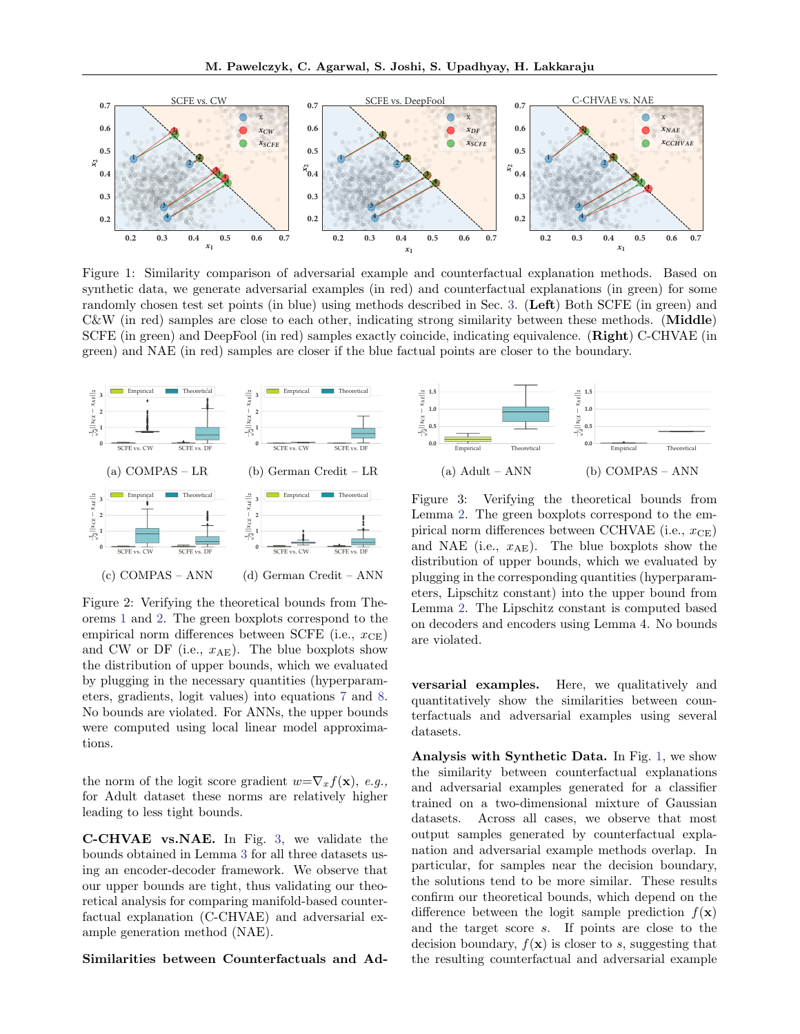Figure 1: Similarity comparison of adversarial example and counterfactual explanation methods. Based on synthetic data, we generate adversarial examples (in red) and counterfactual explanations (in green) for some randomly chosen test set points (in blue) using methods described in Sec. 3. (**Left**) Both SCFE (in green) and C&W (in red) samples are close to each other, indicating strong similarity between these methods. (**Middle**) SCFE (in green) and DeepFool (in red) samples exactly coincide, indicating equivalence. (**Right**) C-CHVAE (in green) and NAE (in red) samples are closer if the blue factual points are closer to the boundary.

(a) COMPAS – LR

(b) German Credit – LR

(c) COMPAS – ANN

(d) German Credit – ANN

Figure 2: Verifying the theoretical bounds from Theorems 1 and 2. The green boxplots correspond to the empirical norm differences between SCFE (i.e., $x_{\text{CE}}$) and CW or DF (i.e., $x_{\text{AE}}$). The blue boxplots show the distribution of upper bounds, which we evaluated by plugging in the necessary quantities (hyperparameters, gradients, logit values) into equations 7 and 8. No bounds are violated. For ANNs, the upper bounds were computed using local linear model approximations.

the norm of the logit score gradient $w = \nabla_x f(\mathbf{x})$, *e.g.*, for Adult dataset these norms are relatively higher leading to less tight bounds.

**C-CHVAE vs.NAE.** In Fig. 3, we validate the bounds obtained in Lemma 3 for all three datasets using an encoder-decoder framework. We observe that our upper bounds are tight, thus validating our theoretical analysis for comparing manifold-based counterfactual explanation (C-CHVAE) and adversarial example generation method (NAE).

**Similarities between Counterfactuals and Adversarial examples.** Here, we qualitatively and quantitatively show the similarities between counterfactuals and adversarial examples using several datasets.

(a) Adult – ANN

(b) COMPAS – ANN

Figure 3: Verifying the theoretical bounds from Lemma 2. The green boxplots correspond to the empirical norm differences between CCHVAE (i.e., $x_{\text{CE}}$) and NAE (i.e., $x_{\text{AE}}$). The blue boxplots show the distribution of upper bounds, which we evaluated by plugging in the corresponding quantities (hyperparameters, Lipschitz constant) into the upper bound from Lemma 2. The Lipschitz constant is computed based on decoders and encoders using Lemma 4. No bounds are violated.

**Analysis with Synthetic Data.** In Fig. 1, we show the similarity between counterfactual explanations and adversarial examples generated for a classifier trained on a two-dimensional mixture of Gaussian datasets. Across all cases, we observe that most output samples generated by counterfactual explanation and adversarial example methods overlap. In particular, for samples near the decision boundary, the solutions tend to be more similar. These results confirm our theoretical bounds, which depend on the difference between the logit sample prediction $f(\mathbf{x})$ and the target score $s$. If points are close to the decision boundary, $f(\mathbf{x})$ is closer to $s$, suggesting that the resulting counterfactual and adversarial example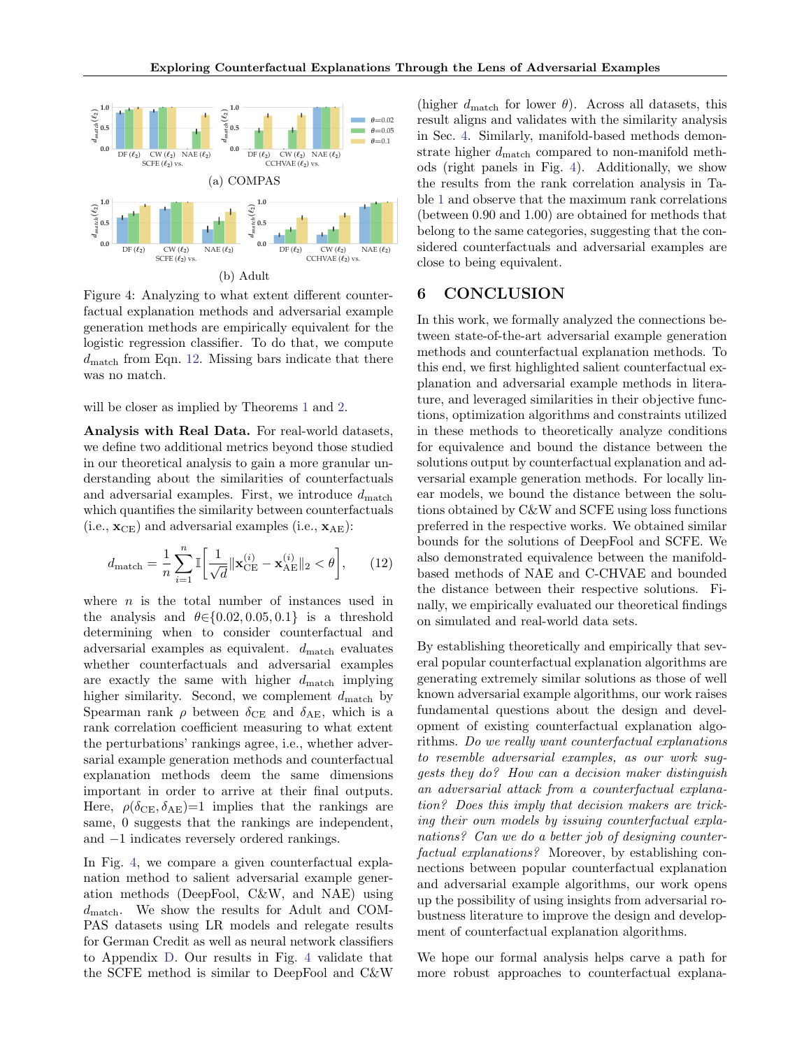(a) COMPAS

(b) Adult

Figure 4: Analyzing to what extent different counterfactual explanation methods and adversarial example generation methods are empirically equivalent for the logistic regression classifier. To do that, we compute $d_{\text{match}}$ from Eqn. 12. Missing bars indicate that there was no match.

will be closer as implied by Theorems 1 and 2.

**Analysis with Real Data.** For real-world datasets, we define two additional metrics beyond those studied in our theoretical analysis to gain a more granular understanding about the similarities of counterfactuals and adversarial examples. First, we introduce $d_{\text{match}}$ which quantifies the similarity between counterfactuals (i.e., $\mathbf{x}_{\text{CE}}$) and adversarial examples (i.e., $\mathbf{x}_{\text{AE}}$):

$$d_{\text{match}} = \frac{1}{n}\sum_{i=1}^{n} \mathbb{I}\left[\frac{1}{\sqrt{d}}\|\mathbf{x}_{\text{CE}}^{(i)} - \mathbf{x}_{\text{AE}}^{(i)}\|_2 < \theta\right], \qquad (12)$$

where $n$ is the total number of instances used in the analysis and $\theta \in \{0.02, 0.05, 0.1\}$ is a threshold determining when to consider counterfactual and adversarial examples as equivalent. $d_{\text{match}}$ evaluates whether counterfactuals and adversarial examples are exactly the same with higher $d_{\text{match}}$ implying higher similarity. Second, we complement $d_{\text{match}}$ by Spearman rank $\rho$ between $\delta_{\text{CE}}$ and $\delta_{\text{AE}}$, which is a rank correlation coefficient measuring to what extent the perturbations' rankings agree, i.e., whether adversarial example generation methods and counterfactual explanation methods deem the same dimensions important in order to arrive at their final outputs. Here, $\rho(\delta_{\text{CE}}, \delta_{\text{AE}})$=1 implies that the rankings are same, 0 suggests that the rankings are independent, and −1 indicates reversely ordered rankings.

In Fig. 4, we compare a given counterfactual explanation method to salient adversarial example generation methods (DeepFool, C&W, and NAE) using $d_{\text{match}}$. We show the results for Adult and COMPAS datasets using LR models and relegate results for German Credit as well as neural network classifiers to Appendix D. Our results in Fig. 4 validate that the SCFE method is similar to DeepFool and C&W (higher $d_{\text{match}}$ for lower $\theta$). Across all datasets, this result aligns and validates with the similarity analysis in Sec. 4. Similarly, manifold-based methods demonstrate higher $d_{\text{match}}$ compared to non-manifold methods (right panels in Fig. 4). Additionally, we show the results from the rank correlation analysis in Table 1 and observe that the maximum rank correlations (between 0.90 and 1.00) are obtained for methods that belong to the same categories, suggesting that the considered counterfactuals and adversarial examples are close to being equivalent.

## 6 CONCLUSION

In this work, we formally analyzed the connections between state-of-the-art adversarial example generation methods and counterfactual explanation methods. To this end, we first highlighted salient counterfactual explanation and adversarial example methods in literature, and leveraged similarities in their objective functions, optimization algorithms and constraints utilized in these methods to theoretically analyze conditions for equivalence and bound the distance between the solutions output by counterfactual explanation and adversarial example generation methods. For locally linear models, we bound the distance between the solutions obtained by C&W and SCFE using loss functions preferred in the respective works. We obtained similar bounds for the solutions of DeepFool and SCFE. We also demonstrated equivalence between the manifold-based methods of NAE and C-CHVAE and bounded the distance between their respective solutions. Finally, we empirically evaluated our theoretical findings on simulated and real-world data sets.

By establishing theoretically and empirically that several popular counterfactual explanation algorithms are generating extremely similar solutions as those of well known adversarial example algorithms, our work raises fundamental questions about the design and development of existing counterfactual explanation algorithms. *Do we really want counterfactual explanations to resemble adversarial examples, as our work suggests they do? How can a decision maker distinguish an adversarial attack from a counterfactual explanation? Does this imply that decision makers are tricking their own models by issuing counterfactual explanations? Can we do a better job of designing counterfactual explanations?* Moreover, by establishing connections between popular counterfactual explanation and adversarial example algorithms, our work opens up the possibility of using insights from adversarial robustness literature to improve the design and development of counterfactual explanation algorithms.

We hope our formal analysis helps carve a path for more robust approaches to counterfactual explana-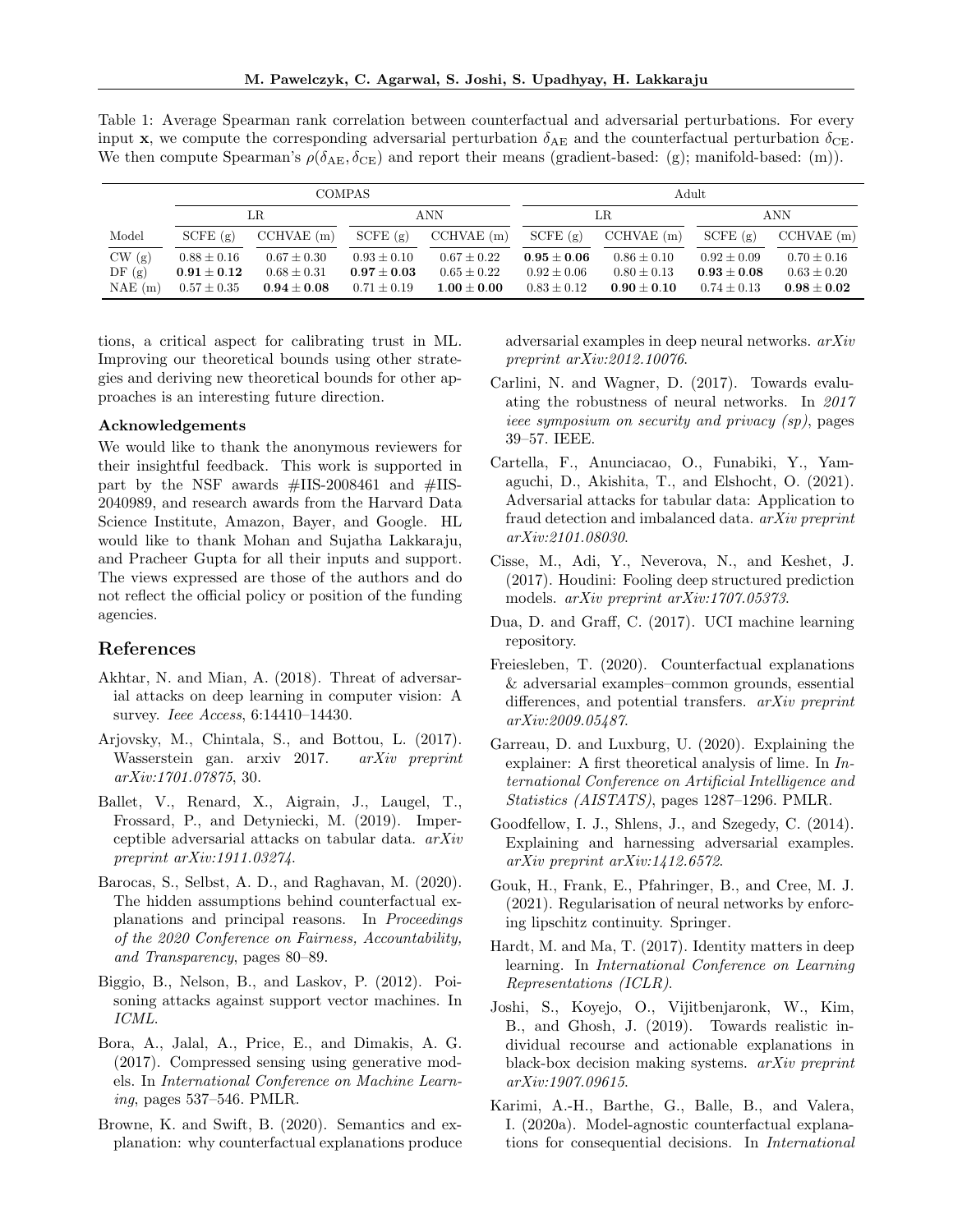Table 1: Average Spearman rank correlation between counterfactual and adversarial perturbations. For every input $\mathbf{x}$, we compute the corresponding adversarial perturbation $\delta_{\text{AE}}$ and the counterfactual perturbation $\delta_{\text{CE}}$. We then compute Spearman's $\rho(\delta_{\text{AE}}, \delta_{\text{CE}})$ and report their means (gradient-based: (g); manifold-based: (m)).

| | COMPAS | | | | Adult | | | |
|---|---|---|---|---|---|---|---|---|
| | LR | | ANN | | LR | | ANN | |
| Model | SCFE (g) | CCHVAE (m) | SCFE (g) | CCHVAE (m) | SCFE (g) | CCHVAE (m) | SCFE (g) | CCHVAE (m) |
| CW (g) | $0.88 \pm 0.16$ | $0.67 \pm 0.30$ | $0.93 \pm 0.10$ | $0.67 \pm 0.22$ | $\mathbf{0.95 \pm 0.06}$ | $0.86 \pm 0.10$ | $0.92 \pm 0.09$ | $0.70 \pm 0.16$ |
| DF (g) | $\mathbf{0.91 \pm 0.12}$ | $0.68 \pm 0.31$ | $\mathbf{0.97 \pm 0.03}$ | $0.65 \pm 0.22$ | $0.92 \pm 0.06$ | $0.80 \pm 0.13$ | $\mathbf{0.93 \pm 0.08}$ | $0.63 \pm 0.20$ |
| NAE (m) | $0.57 \pm 0.35$ | $\mathbf{0.94 \pm 0.08}$ | $0.71 \pm 0.19$ | $\mathbf{1.00 \pm 0.00}$ | $0.83 \pm 0.12$ | $\mathbf{0.90 \pm 0.10}$ | $0.74 \pm 0.13$ | $\mathbf{0.98 \pm 0.02}$ |

tions, a critical aspect for calibrating trust in ML. Improving our theoretical bounds using other strategies and deriving new theoretical bounds for other approaches is an interesting future direction.

### Acknowledgements

We would like to thank the anonymous reviewers for their insightful feedback. This work is supported in part by the NSF awards #IIS-2008461 and #IIS-2040989, and research awards from the Harvard Data Science Institute, Amazon, Bayer, and Google. HL would like to thank Mohan and Sujatha Lakkaraju, and Pracheer Gupta for all their inputs and support. The views expressed are those of the authors and do not reflect the official policy or position of the funding agencies.

## References

Akhtar, N. and Mian, A. (2018). Threat of adversarial attacks on deep learning in computer vision: A survey. *Ieee Access*, 6:14410–14430.

Arjovsky, M., Chintala, S., and Bottou, L. (2017). Wasserstein gan. arxiv 2017. *arXiv preprint arXiv:1701.07875*, 30.

Ballet, V., Renard, X., Aigrain, J., Laugel, T., Frossard, P., and Detyniecki, M. (2019). Imperceptible adversarial attacks on tabular data. *arXiv preprint arXiv:1911.03274*.

Barocas, S., Selbst, A. D., and Raghavan, M. (2020). The hidden assumptions behind counterfactual explanations and principal reasons. In *Proceedings of the 2020 Conference on Fairness, Accountability, and Transparency*, pages 80–89.

Biggio, B., Nelson, B., and Laskov, P. (2012). Poisoning attacks against support vector machines. In *ICML*.

Bora, A., Jalal, A., Price, E., and Dimakis, A. G. (2017). Compressed sensing using generative models. In *International Conference on Machine Learning*, pages 537–546. PMLR.

Browne, K. and Swift, B. (2020). Semantics and explanation: why counterfactual explanations produce adversarial examples in deep neural networks. *arXiv preprint arXiv:2012.10076*.

Carlini, N. and Wagner, D. (2017). Towards evaluating the robustness of neural networks. In *2017 ieee symposium on security and privacy (sp)*, pages 39–57. IEEE.

Cartella, F., Anunciacao, O., Funabiki, Y., Yamaguchi, D., Akishita, T., and Elshocht, O. (2021). Adversarial attacks for tabular data: Application to fraud detection and imbalanced data. *arXiv preprint arXiv:2101.08030*.

Cisse, M., Adi, Y., Neverova, N., and Keshet, J. (2017). Houdini: Fooling deep structured prediction models. *arXiv preprint arXiv:1707.05373*.

Dua, D. and Graff, C. (2017). UCI machine learning repository.

Freiesleben, T. (2020). Counterfactual explanations & adversarial examples–common grounds, essential differences, and potential transfers. *arXiv preprint arXiv:2009.05487*.

Garreau, D. and Luxburg, U. (2020). Explaining the explainer: A first theoretical analysis of lime. In *International Conference on Artificial Intelligence and Statistics (AISTATS)*, pages 1287–1296. PMLR.

Goodfellow, I. J., Shlens, J., and Szegedy, C. (2014). Explaining and harnessing adversarial examples. *arXiv preprint arXiv:1412.6572*.

Gouk, H., Frank, E., Pfahringer, B., and Cree, M. J. (2021). Regularisation of neural networks by enforcing lipschitz continuity. Springer.

Hardt, M. and Ma, T. (2017). Identity matters in deep learning. In *International Conference on Learning Representations (ICLR)*.

Joshi, S., Koyejo, O., Vijitbenjaronk, W., Kim, B., and Ghosh, J. (2019). Towards realistic individual recourse and actionable explanations in black-box decision making systems. *arXiv preprint arXiv:1907.09615*.

Karimi, A.-H., Barthe, G., Balle, B., and Valera, I. (2020a). Model-agnostic counterfactual explanations for consequential decisions. In *International*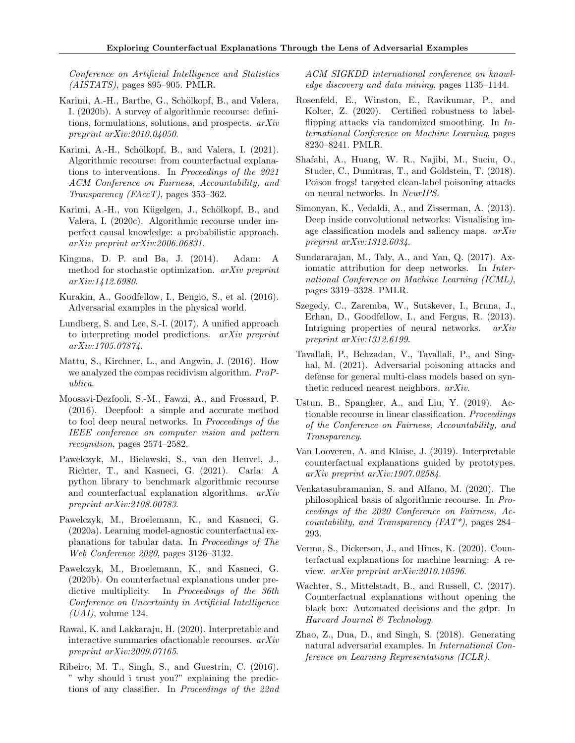*Conference on Artificial Intelligence and Statistics (AISTATS)*, pages 895–905. PMLR.

Karimi, A.-H., Barthe, G., Schölkopf, B., and Valera, I. (2020b). A survey of algorithmic recourse: definitions, formulations, solutions, and prospects. *arXiv preprint arXiv:2010.04050*.

Karimi, A.-H., Schölkopf, B., and Valera, I. (2021). Algorithmic recourse: from counterfactual explanations to interventions. In *Proceedings of the 2021 ACM Conference on Fairness, Accountability, and Transparency (FAccT)*, pages 353–362.

Karimi, A.-H., von Kügelgen, J., Schölkopf, B., and Valera, I. (2020c). Algorithmic recourse under imperfect causal knowledge: a probabilistic approach. *arXiv preprint arXiv:2006.06831*.

Kingma, D. P. and Ba, J. (2014). Adam: A method for stochastic optimization. *arXiv preprint arXiv:1412.6980*.

Kurakin, A., Goodfellow, I., Bengio, S., et al. (2016). Adversarial examples in the physical world.

Lundberg, S. and Lee, S.-I. (2017). A unified approach to interpreting model predictions. *arXiv preprint arXiv:1705.07874*.

Mattu, S., Kirchner, L., and Angwin, J. (2016). How we analyzed the compas recidivism algorithm. *ProPublica*.

Moosavi-Dezfooli, S.-M., Fawzi, A., and Frossard, P. (2016). Deepfool: a simple and accurate method to fool deep neural networks. In *Proceedings of the IEEE conference on computer vision and pattern recognition*, pages 2574–2582.

Pawelczyk, M., Bielawski, S., van den Heuvel, J., Richter, T., and Kasneci, G. (2021). Carla: A python library to benchmark algorithmic recourse and counterfactual explanation algorithms. *arXiv preprint arXiv:2108.00783*.

Pawelczyk, M., Broelemann, K., and Kasneci, G. (2020a). Learning model-agnostic counterfactual explanations for tabular data. In *Proceedings of The Web Conference 2020*, pages 3126–3132.

Pawelczyk, M., Broelemann, K., and Kasneci, G. (2020b). On counterfactual explanations under predictive multiplicity. In *Proceedings of the 36th Conference on Uncertainty in Artificial Intelligence (UAI)*, volume 124.

Rawal, K. and Lakkaraju, H. (2020). Interpretable and interactive summaries ofactionable recourses. *arXiv preprint arXiv:2009.07165*.

Ribeiro, M. T., Singh, S., and Guestrin, C. (2016). " why should i trust you?" explaining the predictions of any classifier. In *Proceedings of the 22nd ACM SIGKDD international conference on knowledge discovery and data mining*, pages 1135–1144.

Rosenfeld, E., Winston, E., Ravikumar, P., and Kolter, Z. (2020). Certified robustness to label-flipping attacks via randomized smoothing. In *International Conference on Machine Learning*, pages 8230–8241. PMLR.

Shafahi, A., Huang, W. R., Najibi, M., Suciu, O., Studer, C., Dumitras, T., and Goldstein, T. (2018). Poison frogs! targeted clean-label poisoning attacks on neural networks. In *NeurIPS*.

Simonyan, K., Vedaldi, A., and Zisserman, A. (2013). Deep inside convolutional networks: Visualising image classification models and saliency maps. *arXiv preprint arXiv:1312.6034*.

Sundararajan, M., Taly, A., and Yan, Q. (2017). Axiomatic attribution for deep networks. In *International Conference on Machine Learning (ICML)*, pages 3319–3328. PMLR.

Szegedy, C., Zaremba, W., Sutskever, I., Bruna, J., Erhan, D., Goodfellow, I., and Fergus, R. (2013). Intriguing properties of neural networks. *arXiv preprint arXiv:1312.6199*.

Tavallali, P., Behzadan, V., Tavallali, P., and Singhal, M. (2021). Adversarial poisoning attacks and defense for general multi-class models based on synthetic reduced nearest neighbors. *arXiv*.

Ustun, B., Spangher, A., and Liu, Y. (2019). Actionable recourse in linear classification. *Proceedings of the Conference on Fairness, Accountability, and Transparency*.

Van Looveren, A. and Klaise, J. (2019). Interpretable counterfactual explanations guided by prototypes. *arXiv preprint arXiv:1907.02584*.

Venkatasubramanian, S. and Alfano, M. (2020). The philosophical basis of algorithmic recourse. In *Proceedings of the 2020 Conference on Fairness, Accountability, and Transparency (FAT\*)*, pages 284–293.

Verma, S., Dickerson, J., and Hines, K. (2020). Counterfactual explanations for machine learning: A review. *arXiv preprint arXiv:2010.10596*.

Wachter, S., Mittelstadt, B., and Russell, C. (2017). Counterfactual explanations without opening the black box: Automated decisions and the gdpr. In *Harvard Journal & Technology*.

Zhao, Z., Dua, D., and Singh, S. (2018). Generating natural adversarial examples. In *International Conference on Learning Representations (ICLR)*.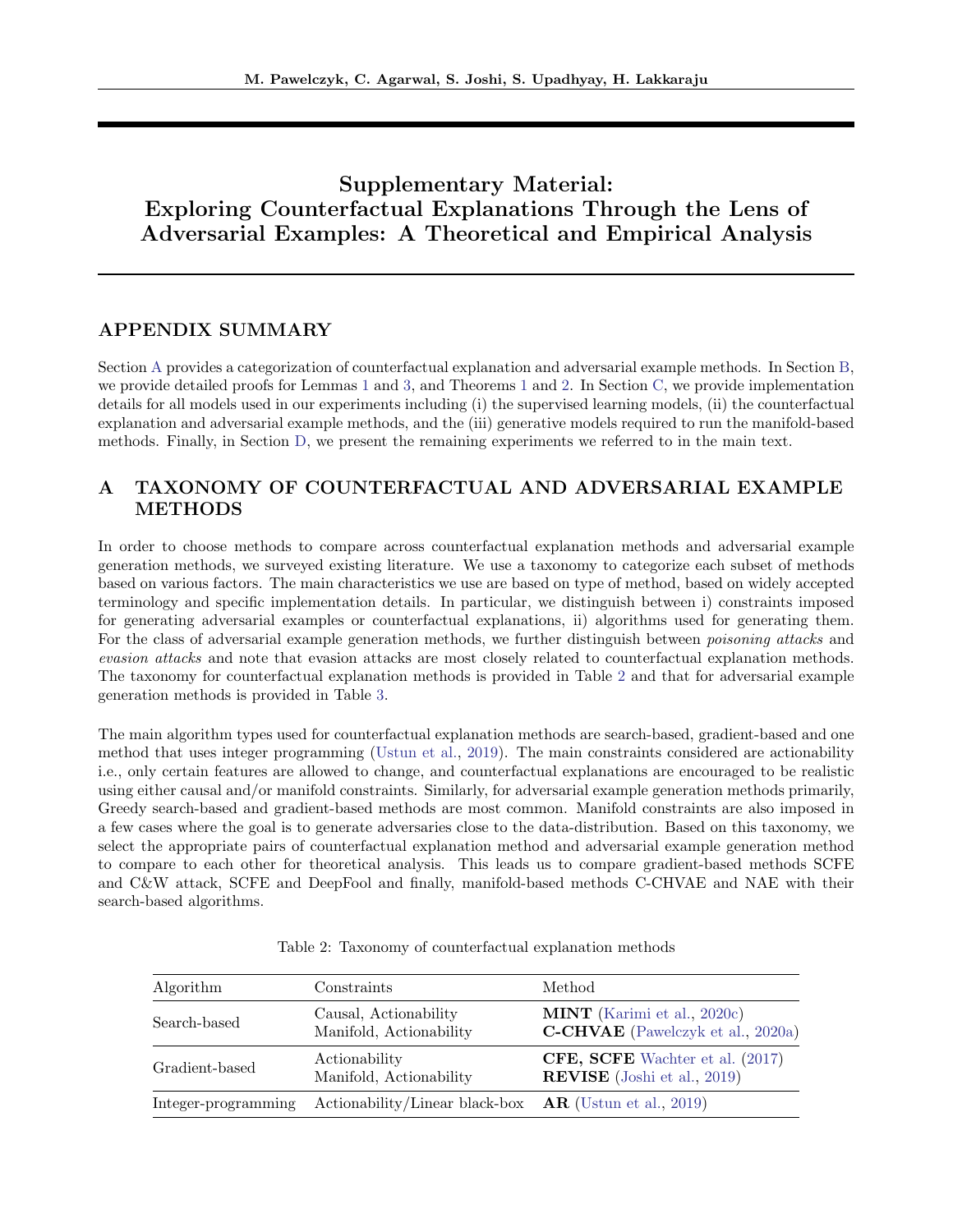# Supplementary Material: Exploring Counterfactual Explanations Through the Lens of Adversarial Examples: A Theoretical and Empirical Analysis

## APPENDIX SUMMARY

Section A provides a categorization of counterfactual explanation and adversarial example methods. In Section B, we provide detailed proofs for Lemmas 1 and 3, and Theorems 1 and 2. In Section C, we provide implementation details for all models used in our experiments including (i) the supervised learning models, (ii) the counterfactual explanation and adversarial example methods, and the (iii) generative models required to run the manifold-based methods. Finally, in Section D, we present the remaining experiments we referred to in the main text.

## A TAXONOMY OF COUNTERFACTUAL AND ADVERSARIAL EXAMPLE METHODS

In order to choose methods to compare across counterfactual explanation methods and adversarial example generation methods, we surveyed existing literature. We use a taxonomy to categorize each subset of methods based on various factors. The main characteristics we use are based on type of method, based on widely accepted terminology and specific implementation details. In particular, we distinguish between i) constraints imposed for generating adversarial examples or counterfactual explanations, ii) algorithms used for generating them. For the class of adversarial example generation methods, we further distinguish between *poisoning attacks* and *evasion attacks* and note that evasion attacks are most closely related to counterfactual explanation methods. The taxonomy for counterfactual explanation methods is provided in Table 2 and that for adversarial example generation methods is provided in Table 3.

The main algorithm types used for counterfactual explanation methods are search-based, gradient-based and one method that uses integer programming (Ustun et al., 2019). The main constraints considered are actionability i.e., only certain features are allowed to change, and counterfactual explanations are encouraged to be realistic using either causal and/or manifold constraints. Similarly, for adversarial example generation methods primarily, Greedy search-based and gradient-based methods are most common. Manifold constraints are also imposed in a few cases where the goal is to generate adversaries close to the data-distribution. Based on this taxonomy, we select the appropriate pairs of counterfactual explanation method and adversarial example generation method to compare to each other for theoretical analysis. This leads us to compare gradient-based methods SCFE and C&W attack, SCFE and DeepFool and finally, manifold-based methods C-CHVAE and NAE with their search-based algorithms.

Table 2: Taxonomy of counterfactual explanation methods

| Algorithm | Constraints | Method |
|---|---|---|
| Search-based | Causal, Actionability<br>Manifold, Actionability | **MINT** (Karimi et al., 2020c)<br>**C-CHVAE** (Pawelczyk et al., 2020a) |
| Gradient-based | Actionability<br>Manifold, Actionability | **CFE, SCFE** Wachter et al. (2017)<br>**REVISE** (Joshi et al., 2019) |
| Integer-programming | Actionability/Linear black-box | **AR** (Ustun et al., 2019) |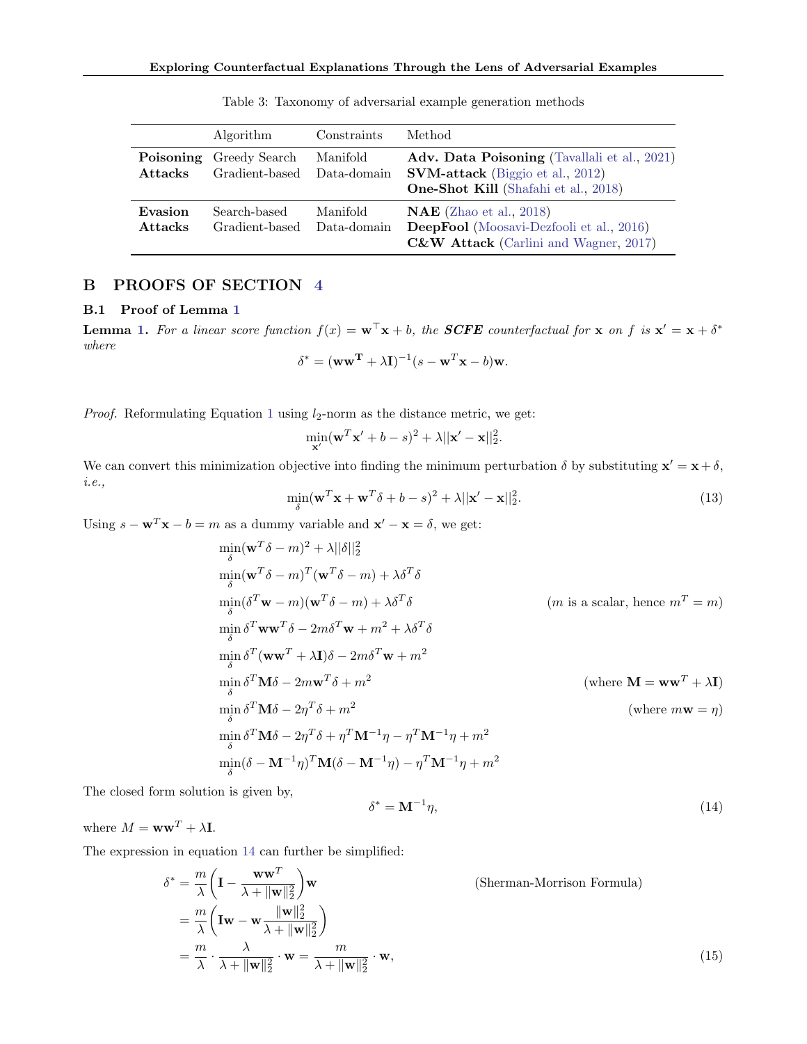Table 3: Taxonomy of adversarial example generation methods

| | Algorithm | Constraints | Method |
|---|---|---|---|
| **Poisoning Attacks** | Greedy Search<br>Gradient-based | Manifold<br>Data-domain | **Adv. Data Poisoning** (Tavallali et al., 2021)<br>**SVM-attack** (Biggio et al., 2012)<br>**One-Shot Kill** (Shafahi et al., 2018) |
| **Evasion Attacks** | Search-based<br>Gradient-based | Manifold<br>Data-domain | **NAE** (Zhao et al., 2018)<br>**DeepFool** (Moosavi-Dezfooli et al., 2016)<br>**C&W Attack** (Carlini and Wagner, 2017) |

## B PROOFS OF SECTION 4

### B.1 Proof of Lemma 1

**Lemma 1.** *For a linear score function $f(x) = \mathbf{w}^\top \mathbf{x} + b$, the **SCFE** counterfactual for $\mathbf{x}$ on $f$ is $\mathbf{x}' = \mathbf{x} + \delta^*$ where*

$$\delta^* = (\mathbf{w}\mathbf{w}^\mathbf{T} + \lambda \mathbf{I})^{-1}(s - \mathbf{w}^T\mathbf{x} - b)\mathbf{w}.$$

*Proof.* Reformulating Equation 1 using $l_2$-norm as the distance metric, we get:

$$\min_{\mathbf{x}'} (\mathbf{w}^T\mathbf{x}' + b - s)^2 + \lambda ||\mathbf{x}' - \mathbf{x}||_2^2.$$

We can convert this minimization objective into finding the minimum perturbation $\delta$ by substituting $\mathbf{x}' = \mathbf{x} + \delta$, *i.e.*,

$$\min_{\delta} (\mathbf{w}^T\mathbf{x} + \mathbf{w}^T\delta + b - s)^2 + \lambda ||\mathbf{x}' - \mathbf{x}||_2^2. \tag{13}$$

Using $s - \mathbf{w}^T\mathbf{x} - b = m$ as a dummy variable and $\mathbf{x}' - \mathbf{x} = \delta$, we get:

$$\min_{\delta} (\mathbf{w}^T\delta - m)^2 + \lambda ||\delta||_2^2$$

$$\min_{\delta} (\mathbf{w}^T\delta - m)^T(\mathbf{w}^T\delta - m) + \lambda \delta^T\delta$$

$$\min_{\delta} (\delta^T\mathbf{w} - m)(\mathbf{w}^T\delta - m) + \lambda \delta^T\delta \qquad (m \text{ is a scalar, hence } m^T = m)$$

$$\min_{\delta} \delta^T\mathbf{w}\mathbf{w}^T\delta - 2m\delta^T\mathbf{w} + m^2 + \lambda\delta^T\delta$$

$$\min_{\delta} \delta^T(\mathbf{w}\mathbf{w}^T + \lambda\mathbf{I})\delta - 2m\delta^T\mathbf{w} + m^2$$

$$\min_{\delta} \delta^T\mathbf{M}\delta - 2m\mathbf{w}^T\delta + m^2 \qquad (\text{where } \mathbf{M} = \mathbf{w}\mathbf{w}^T + \lambda\mathbf{I})$$

$$\min_{\delta} \delta^T\mathbf{M}\delta - 2\eta^T\delta + m^2 \qquad (\text{where } m\mathbf{w} = \eta)$$

$$\min_{\delta} \delta^T\mathbf{M}\delta - 2\eta^T\delta + \eta^T\mathbf{M}^{-1}\eta - \eta^T\mathbf{M}^{-1}\eta + m^2$$

$$\min_{\delta} (\delta - \mathbf{M}^{-1}\eta)^T\mathbf{M}(\delta - \mathbf{M}^{-1}\eta) - \eta^T\mathbf{M}^{-1}\eta + m^2$$

The closed form solution is given by,

$$\delta^* = \mathbf{M}^{-1}\eta, \tag{14}$$

where $M = \mathbf{w}\mathbf{w}^T + \lambda\mathbf{I}$.

The expression in equation 14 can further be simplified:

$$\begin{aligned}
\delta^* &= \frac{m}{\lambda}\left(\mathbf{I} - \frac{\mathbf{w}\mathbf{w}^T}{\lambda + \|\mathbf{w}\|_2^2}\right)\mathbf{w} \qquad (\text{Sherman-Morrison Formula}) \\
&= \frac{m}{\lambda}\left(\mathbf{I}\mathbf{w} - \mathbf{w}\frac{\|\mathbf{w}\|_2^2}{\lambda + \|\mathbf{w}\|_2^2}\right) \\
&= \frac{m}{\lambda} \cdot \frac{\lambda}{\lambda + \|\mathbf{w}\|_2^2} \cdot \mathbf{w} = \frac{m}{\lambda + \|\mathbf{w}\|_2^2} \cdot \mathbf{w},
\end{aligned} \tag{15}$$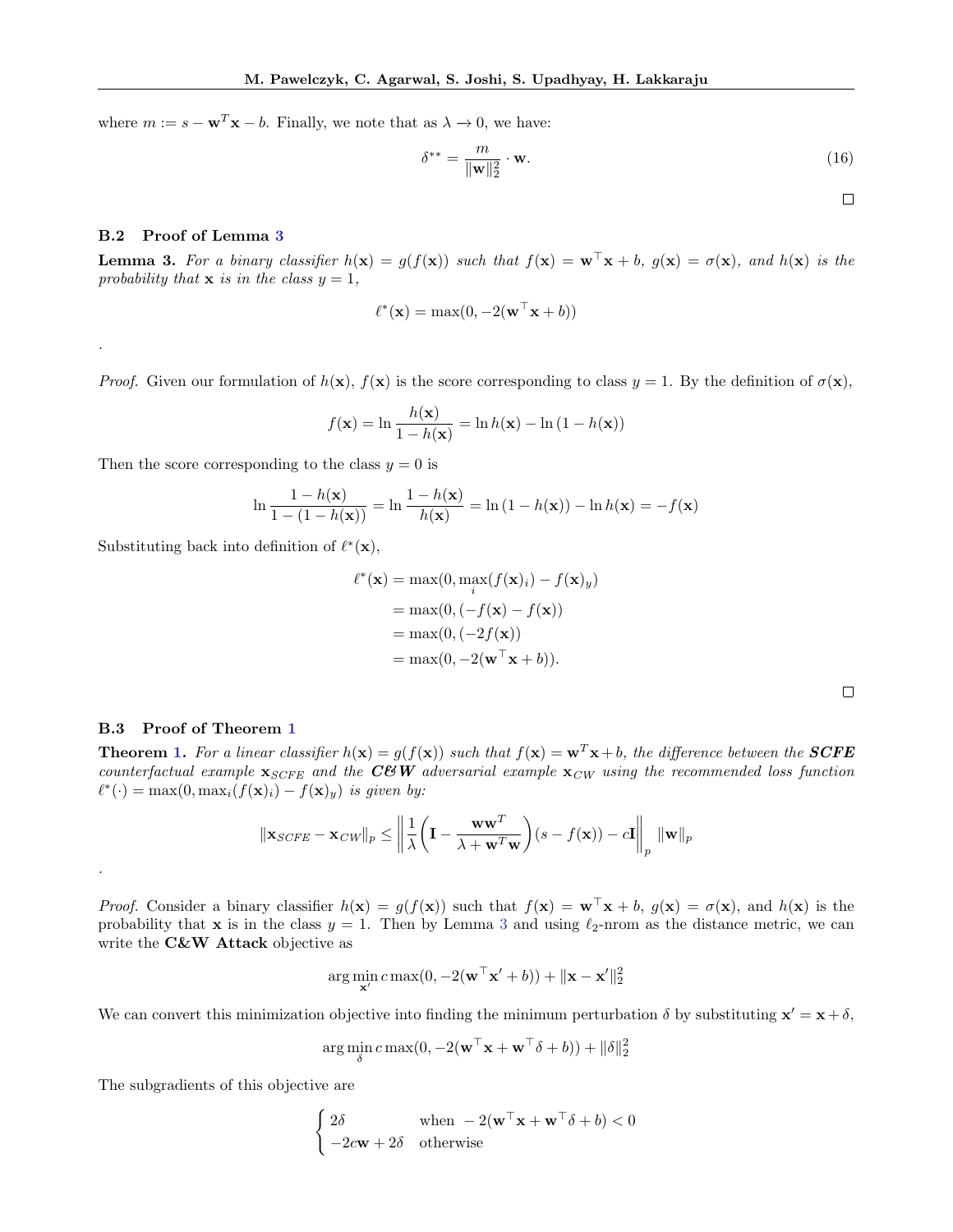where $m := s - \mathbf{w}^T\mathbf{x} - b$. Finally, we note that as $\lambda \to 0$, we have:

$$\delta^{**} = \frac{m}{\|\mathbf{w}\|_2^2} \cdot \mathbf{w}. \tag{16}$$

□

### B.2 Proof of Lemma 3

**Lemma 3.** *For a binary classifier $h(\mathbf{x}) = g(f(\mathbf{x}))$ such that $f(\mathbf{x}) = \mathbf{w}^\top\mathbf{x} + b$, $g(\mathbf{x}) = \sigma(\mathbf{x})$, and $h(\mathbf{x})$ is the probability that $\mathbf{x}$ is in the class $y = 1$,*

$$\ell^*(\mathbf{x}) = \max(0, -2(\mathbf{w}^\top\mathbf{x} + b))$$

.

*Proof.* Given our formulation of $h(\mathbf{x})$, $f(\mathbf{x})$ is the score corresponding to class $y = 1$. By the definition of $\sigma(\mathbf{x})$,

$$f(\mathbf{x}) = \ln\frac{h(\mathbf{x})}{1 - h(\mathbf{x})} = \ln h(\mathbf{x}) - \ln(1 - h(\mathbf{x}))$$

Then the score corresponding to the class $y = 0$ is

$$\ln\frac{1 - h(\mathbf{x})}{1 - (1 - h(\mathbf{x}))} = \ln\frac{1 - h(\mathbf{x})}{h(\mathbf{x})} = \ln(1 - h(\mathbf{x})) - \ln h(\mathbf{x}) = -f(\mathbf{x})$$

Substituting back into definition of $\ell^*(\mathbf{x})$,

$$\begin{aligned}
\ell^*(\mathbf{x}) &= \max(0, \max_i(f(\mathbf{x})_i) - f(\mathbf{x})_y) \\
&= \max(0, (-f(\mathbf{x}) - f(\mathbf{x})) \\
&= \max(0, (-2f(\mathbf{x})) \\
&= \max(0, -2(\mathbf{w}^\top\mathbf{x} + b)).
\end{aligned}$$

□

### B.3 Proof of Theorem 1

**Theorem 1.** *For a linear classifier $h(\mathbf{x}) = g(f(\mathbf{x}))$ such that $f(\mathbf{x}) = \mathbf{w}^T\mathbf{x} + b$, the difference between the* ***SCFE*** *counterfactual example $\mathbf{x}_{SCFE}$ and the* ***C&W*** *adversarial example $\mathbf{x}_{CW}$ using the recommended loss function $\ell^*(\cdot) = \max(0, \max_i(f(\mathbf{x})_i) - f(\mathbf{x})_y)$ is given by:*

$$\|\mathbf{x}_{SCFE} - \mathbf{x}_{CW}\|_p \leq \left\|\frac{1}{\lambda}\left(\mathbf{I} - \frac{\mathbf{w}\mathbf{w}^T}{\lambda + \mathbf{w}^T\mathbf{w}}\right)(s - f(\mathbf{x})) - c\mathbf{I}\right\|_p \|\mathbf{w}\|_p$$

.

*Proof.* Consider a binary classifier $h(\mathbf{x}) = g(f(\mathbf{x}))$ such that $f(\mathbf{x}) = \mathbf{w}^\top\mathbf{x} + b$, $g(\mathbf{x}) = \sigma(\mathbf{x})$, and $h(\mathbf{x})$ is the probability that $\mathbf{x}$ is in the class $y = 1$. Then by Lemma 3 and using $\ell_2$-nrom as the distance metric, we can write the **C&W Attack** objective as

$$\arg\min_{\mathbf{x}'} c\max(0, -2(\mathbf{w}^\top\mathbf{x}' + b)) + \|\mathbf{x} - \mathbf{x}'\|_2^2$$

We can convert this minimization objective into finding the minimum perturbation $\delta$ by substituting $\mathbf{x}' = \mathbf{x} + \delta$,

$$\arg\min_{\delta} c\max(0, -2(\mathbf{w}^\top\mathbf{x} + \mathbf{w}^\top\delta + b)) + \|\delta\|_2^2$$

The subgradients of this objective are

$$\begin{cases} 2\delta & \text{when } -2(\mathbf{w}^\top\mathbf{x} + \mathbf{w}^\top\delta + b) < 0 \\ -2c\mathbf{w} + 2\delta & \text{otherwise} \end{cases}$$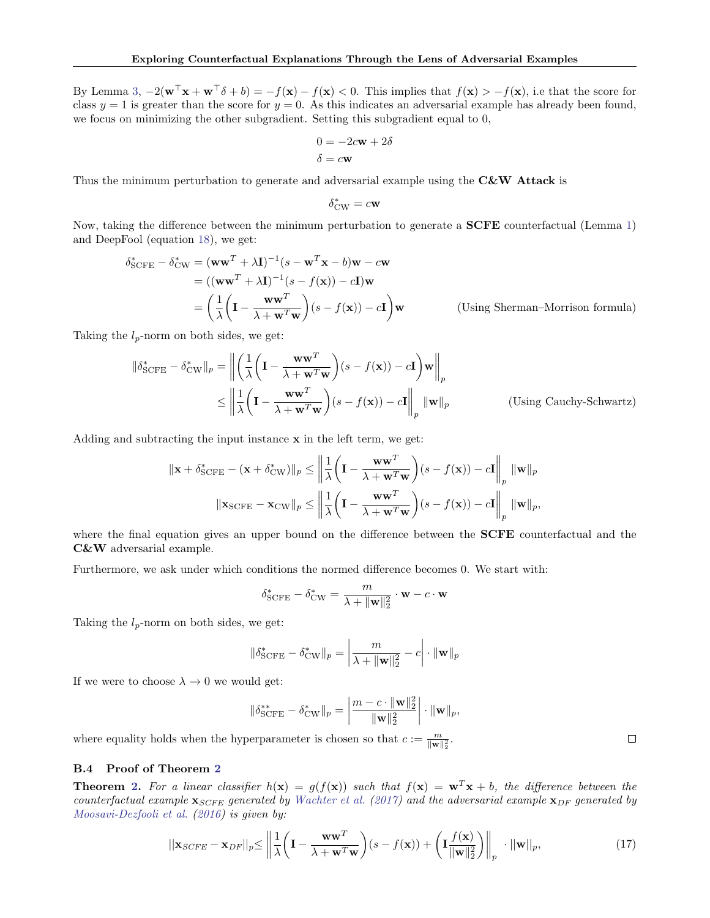By Lemma 3, $-2(\mathbf{w}^\top \mathbf{x} + \mathbf{w}^\top \delta + b) = -f(\mathbf{x}) - f(\mathbf{x}) < 0$. This implies that $f(\mathbf{x}) > -f(\mathbf{x})$, i.e that the score for class $y = 1$ is greater than the score for $y = 0$. As this indicates an adversarial example has already been found, we focus on minimizing the other subgradient. Setting this subgradient equal to 0,

$$
\begin{aligned}
0 &= -2c\mathbf{w} + 2\delta \\
\delta &= c\mathbf{w}
\end{aligned}
$$

Thus the minimum perturbation to generate and adversarial example using the **C&W Attack** is

$$
\delta^*_{\text{CW}} = c\mathbf{w}
$$

Now, taking the difference between the minimum perturbation to generate a **SCFE** counterfactual (Lemma 1) and DeepFool (equation 18), we get:

$$
\begin{aligned}
\delta^*_{\text{SCFE}} - \delta^*_{\text{CW}} &= (\mathbf{w}\mathbf{w}^T + \lambda \mathbf{I})^{-1}(s - \mathbf{w}^T\mathbf{x} - b)\mathbf{w} - c\mathbf{w} \\
&= ((\mathbf{w}\mathbf{w}^T + \lambda \mathbf{I})^{-1}(s - f(\mathbf{x})) - c\mathbf{I})\mathbf{w} \\
&= \left(\frac{1}{\lambda}\left(\mathbf{I} - \frac{\mathbf{w}\mathbf{w}^T}{\lambda + \mathbf{w}^T\mathbf{w}}\right)(s - f(\mathbf{x})) - c\mathbf{I}\right)\mathbf{w} \qquad \text{(Using Sherman–Morrison formula)}
\end{aligned}
$$

Taking the $l_p$-norm on both sides, we get:

$$
\begin{aligned}
\|\delta^*_{\text{SCFE}} - \delta^*_{\text{CW}}\|_p &= \left\| \left(\frac{1}{\lambda}\left(\mathbf{I} - \frac{\mathbf{w}\mathbf{w}^T}{\lambda + \mathbf{w}^T\mathbf{w}}\right)(s - f(\mathbf{x})) - c\mathbf{I}\right)\mathbf{w} \right\|_p \\
&\leq \left\| \frac{1}{\lambda}\left(\mathbf{I} - \frac{\mathbf{w}\mathbf{w}^T}{\lambda + \mathbf{w}^T\mathbf{w}}\right)(s - f(\mathbf{x})) - c\mathbf{I} \right\|_p \|\mathbf{w}\|_p \qquad \text{(Using Cauchy-Schwartz)}
\end{aligned}
$$

Adding and subtracting the input instance $\mathbf{x}$ in the left term, we get:

$$
\begin{aligned}
\|\mathbf{x} + \delta^*_{\text{SCFE}} - (\mathbf{x} + \delta^*_{\text{CW}})\|_p &\leq \left\| \frac{1}{\lambda}\left(\mathbf{I} - \frac{\mathbf{w}\mathbf{w}^T}{\lambda + \mathbf{w}^T\mathbf{w}}\right)(s - f(\mathbf{x})) - c\mathbf{I} \right\|_p \|\mathbf{w}\|_p \\
\|\mathbf{x}_{\text{SCFE}} - \mathbf{x}_{\text{CW}}\|_p &\leq \left\| \frac{1}{\lambda}\left(\mathbf{I} - \frac{\mathbf{w}\mathbf{w}^T}{\lambda + \mathbf{w}^T\mathbf{w}}\right)(s - f(\mathbf{x})) - c\mathbf{I} \right\|_p \|\mathbf{w}\|_p,
\end{aligned}
$$

where the final equation gives an upper bound on the difference between the **SCFE** counterfactual and the **C&W** adversarial example.

Furthermore, we ask under which conditions the normed difference becomes 0. We start with:

$$
\delta^*_{\text{SCFE}} - \delta^*_{\text{CW}} = \frac{m}{\lambda + \|\mathbf{w}\|_2^2} \cdot \mathbf{w} - c \cdot \mathbf{w}
$$

Taking the $l_p$-norm on both sides, we get:

$$
\|\delta^*_{\text{SCFE}} - \delta^*_{\text{CW}}\|_p = \left| \frac{m}{\lambda + \|\mathbf{w}\|_2^2} - c \right| \cdot \|\mathbf{w}\|_p
$$

If we were to choose $\lambda \to 0$ we would get:

$$
\|\delta^{**}_{\text{SCFE}} - \delta^*_{\text{CW}}\|_p = \left| \frac{m - c \cdot \|\mathbf{w}\|_2^2}{\|\mathbf{w}\|_2^2} \right| \cdot \|\mathbf{w}\|_p,
$$

where equality holds when the hyperparameter is chosen so that $c := \frac{m}{\|\mathbf{w}\|_2^2}$. □

### B.4 Proof of Theorem 2

**Theorem 2.** *For a linear classifier $h(\mathbf{x}) = g(f(\mathbf{x}))$ such that $f(\mathbf{x}) = \mathbf{w}^T\mathbf{x} + b$, the difference between the counterfactual example $\mathbf{x}_{SCFE}$ generated by Wachter et al. (2017) and the adversarial example $\mathbf{x}_{DF}$ generated by Moosavi-Dezfooli et al. (2016) is given by:*

$$
||\mathbf{x}_{SCFE} - \mathbf{x}_{DF}||_p \leq \left\| \frac{1}{\lambda}\left(\mathbf{I} - \frac{\mathbf{w}\mathbf{w}^T}{\lambda + \mathbf{w}^T\mathbf{w}}\right)(s - f(\mathbf{x})) + \left(\mathbf{I}\frac{f(\mathbf{x})}{\|\mathbf{w}\|_2^2}\right) \right\|_p \cdot ||\mathbf{w}||_p, \tag{17}
$$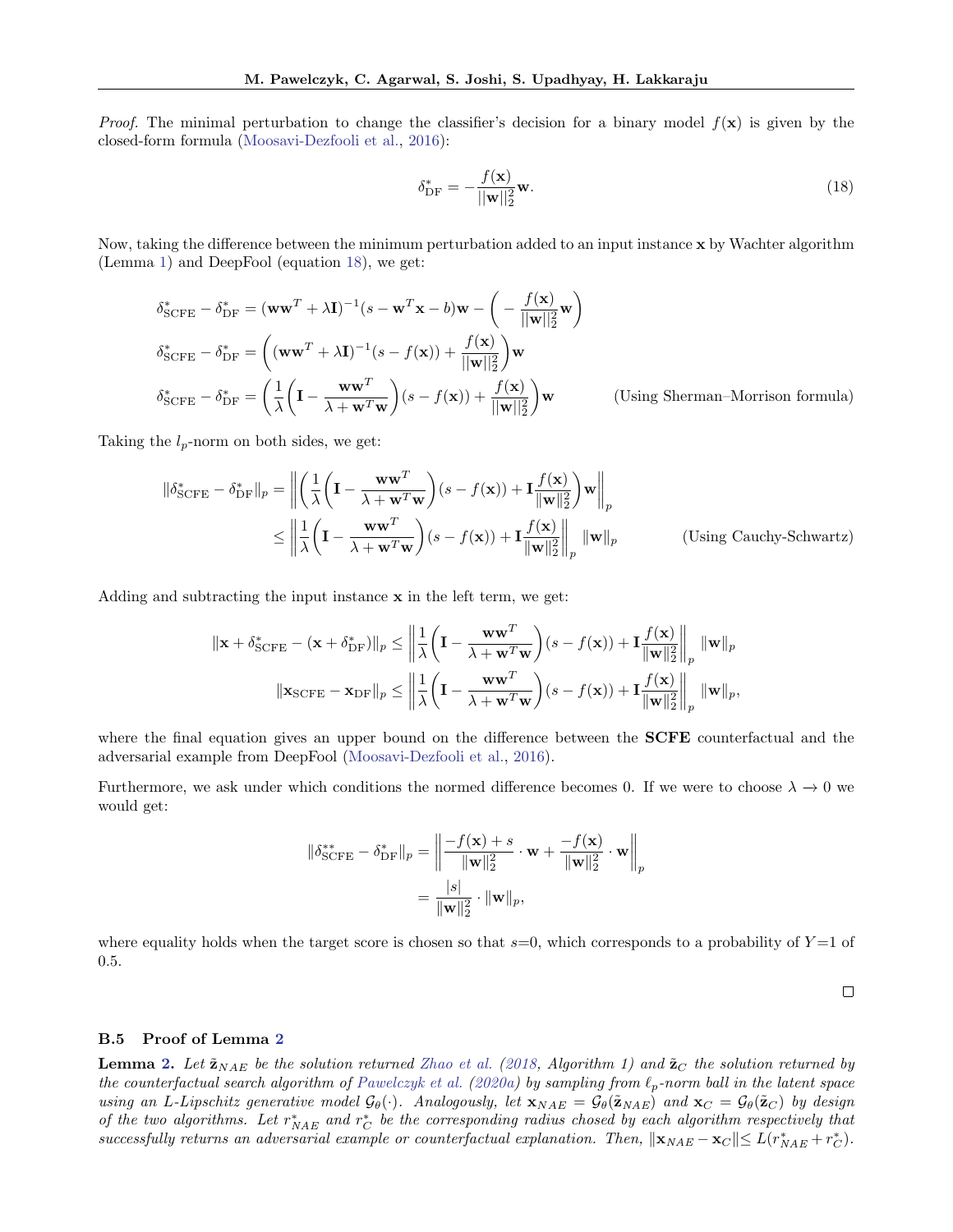*Proof.* The minimal perturbation to change the classifier's decision for a binary model $f(\mathbf{x})$ is given by the closed-form formula (Moosavi-Dezfooli et al., 2016):

$$\delta^*_{\text{DF}} = -\frac{f(\mathbf{x})}{||\mathbf{w}||_2^2}\mathbf{w}. \tag{18}$$

Now, taking the difference between the minimum perturbation added to an input instance $\mathbf{x}$ by Wachter algorithm (Lemma 1) and DeepFool (equation 18), we get:

$$\delta^*_{\text{SCFE}} - \delta^*_{\text{DF}} = (\mathbf{w}\mathbf{w}^T + \lambda\mathbf{I})^{-1}(s - \mathbf{w}^T\mathbf{x} - b)\mathbf{w} - \left(-\frac{f(\mathbf{x})}{||\mathbf{w}||_2^2}\mathbf{w}\right)$$

$$\delta^*_{\text{SCFE}} - \delta^*_{\text{DF}} = \left((\mathbf{w}\mathbf{w}^T + \lambda\mathbf{I})^{-1}(s - f(\mathbf{x})) + \frac{f(\mathbf{x})}{||\mathbf{w}||_2^2}\right)\mathbf{w}$$

$$\delta^*_{\text{SCFE}} - \delta^*_{\text{DF}} = \left(\frac{1}{\lambda}\left(\mathbf{I} - \frac{\mathbf{w}\mathbf{w}^T}{\lambda + \mathbf{w}^T\mathbf{w}}\right)(s - f(\mathbf{x})) + \frac{f(\mathbf{x})}{||\mathbf{w}||_2^2}\right)\mathbf{w} \qquad \text{(Using Sherman–Morrison formula)}$$

Taking the $l_p$-norm on both sides, we get:

$$\begin{aligned}
\|\delta^*_{\text{SCFE}} - \delta^*_{\text{DF}}\|_p &= \left\|\left(\frac{1}{\lambda}\left(\mathbf{I} - \frac{\mathbf{w}\mathbf{w}^T}{\lambda + \mathbf{w}^T\mathbf{w}}\right)(s - f(\mathbf{x})) + \mathbf{I}\frac{f(\mathbf{x})}{\|\mathbf{w}\|_2^2}\right)\mathbf{w}\right\|_p \\
&\leq \left\|\frac{1}{\lambda}\left(\mathbf{I} - \frac{\mathbf{w}\mathbf{w}^T}{\lambda + \mathbf{w}^T\mathbf{w}}\right)(s - f(\mathbf{x})) + \mathbf{I}\frac{f(\mathbf{x})}{\|\mathbf{w}\|_2^2}\right\|_p \|\mathbf{w}\|_p \qquad \text{(Using Cauchy-Schwartz)}
\end{aligned}$$

Adding and subtracting the input instance $\mathbf{x}$ in the left term, we get:

$$\|\mathbf{x} + \delta^*_{\text{SCFE}} - (\mathbf{x} + \delta^*_{\text{DF}})\|_p \leq \left\|\frac{1}{\lambda}\left(\mathbf{I} - \frac{\mathbf{w}\mathbf{w}^T}{\lambda + \mathbf{w}^T\mathbf{w}}\right)(s - f(\mathbf{x})) + \mathbf{I}\frac{f(\mathbf{x})}{\|\mathbf{w}\|_2^2}\right\|_p \|\mathbf{w}\|_p$$

$$\|\mathbf{x}_{\text{SCFE}} - \mathbf{x}_{\text{DF}}\|_p \leq \left\|\frac{1}{\lambda}\left(\mathbf{I} - \frac{\mathbf{w}\mathbf{w}^T}{\lambda + \mathbf{w}^T\mathbf{w}}\right)(s - f(\mathbf{x})) + \mathbf{I}\frac{f(\mathbf{x})}{\|\mathbf{w}\|_2^2}\right\|_p \|\mathbf{w}\|_p,$$

where the final equation gives an upper bound on the difference between the **SCFE** counterfactual and the adversarial example from DeepFool (Moosavi-Dezfooli et al., 2016).

Furthermore, we ask under which conditions the normed difference becomes 0. If we were to choose $\lambda \to 0$ we would get:

$$\begin{aligned}
\|\delta^{**}_{\text{SCFE}} - \delta^*_{\text{DF}}\|_p &= \left\|\frac{-f(\mathbf{x}) + s}{\|\mathbf{w}\|_2^2} \cdot \mathbf{w} + \frac{-f(\mathbf{x})}{\|\mathbf{w}\|_2^2} \cdot \mathbf{w}\right\|_p \\
&= \frac{|s|}{\|\mathbf{w}\|_2^2} \cdot \|\mathbf{w}\|_p,
\end{aligned}$$

where equality holds when the target score is chosen so that $s$=0, which corresponds to a probability of $Y$=1 of 0.5.

□

### B.5 Proof of Lemma 2

**Lemma 2.** *Let $\tilde{\mathbf{z}}_{NAE}$ be the solution returned Zhao et al. (2018, Algorithm 1) and $\tilde{\mathbf{z}}_C$ the solution returned by the counterfactual search algorithm of Pawelczyk et al. (2020a) by sampling from $\ell_p$-norm ball in the latent space using an L-Lipschitz generative model $\mathcal{G}_\theta(\cdot)$. Analogously, let $\mathbf{x}_{NAE} = \mathcal{G}_\theta(\tilde{\mathbf{z}}_{NAE})$ and $\mathbf{x}_C = \mathcal{G}_\theta(\tilde{\mathbf{z}}_C)$ by design of the two algorithms. Let $r^*_{NAE}$ and $r^*_C$ be the corresponding radius chosed by each algorithm respectively that successfully returns an adversarial example or counterfactual explanation. Then, $\|\mathbf{x}_{NAE} - \mathbf{x}_C\| \leq L(r^*_{NAE} + r^*_C)$.*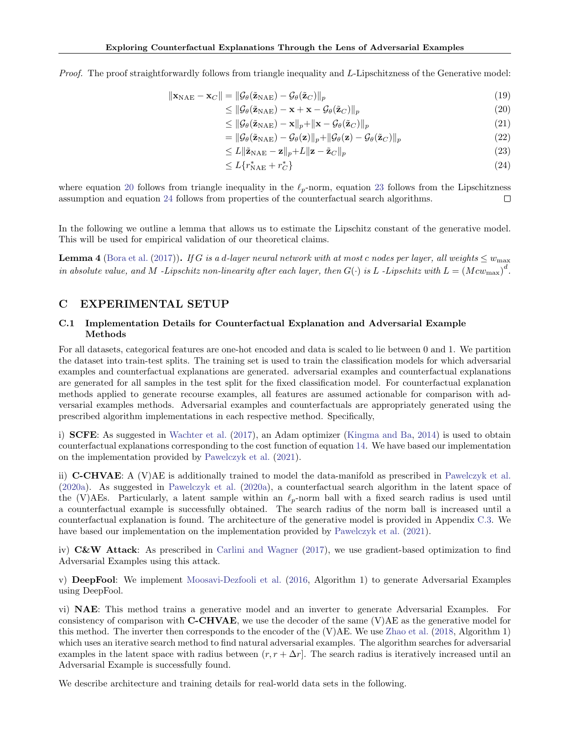*Proof.* The proof straightforwardly follows from triangle inequality and $L$-Lipschitzness of the Generative model:

$$
\begin{aligned}
\|\mathbf{x}_{\text{NAE}} - \mathbf{x}_C\| &= \|\mathcal{G}_\theta(\tilde{\mathbf{z}}_{\text{NAE}}) - \mathcal{G}_\theta(\tilde{\mathbf{z}}_C)\|_p && (19)\\
&\leq \|\mathcal{G}_\theta(\tilde{\mathbf{z}}_{\text{NAE}}) - \mathbf{x} + \mathbf{x} - \mathcal{G}_\theta(\tilde{\mathbf{z}}_C)\|_p && (20)\\
&\leq \|\mathcal{G}_\theta(\tilde{\mathbf{z}}_{\text{NAE}}) - \mathbf{x}\|_p + \|\mathbf{x} - \mathcal{G}_\theta(\tilde{\mathbf{z}}_C)\|_p && (21)\\
&= \|\mathcal{G}_\theta(\tilde{\mathbf{z}}_{\text{NAE}}) - \mathcal{G}_\theta(\mathbf{z})\|_p + \|\mathcal{G}_\theta(\mathbf{z}) - \mathcal{G}_\theta(\tilde{\mathbf{z}}_C)\|_p && (22)\\
&\leq L\|\tilde{\mathbf{z}}_{\text{NAE}} - \mathbf{z}\|_p + L\|\mathbf{z} - \tilde{\mathbf{z}}_C\|_p && (23)\\
&\leq L\{r^*_{\text{NAE}} + r^*_C\} && (24)
\end{aligned}
$$

where equation 20 follows from triangle inequality in the $\ell_p$-norm, equation 23 follows from the Lipschitzness assumption and equation 24 follows from properties of the counterfactual search algorithms. ☐

In the following we outline a lemma that allows us to estimate the Lipschitz constant of the generative model. This will be used for empirical validation of our theoretical claims.

**Lemma 4** (Bora et al. (2017))**.** *If $G$ is a $d$-layer neural network with at most $c$ nodes per layer, all weights $\leq w_{\max}$ in absolute value, and $M$ -Lipschitz non-linearity after each layer, then $G(\cdot)$ is $L$ -Lipschitz with $L = (Mcw_{\max})^d$.*

## C EXPERIMENTAL SETUP

### C.1 Implementation Details for Counterfactual Explanation and Adversarial Example Methods

For all datasets, categorical features are one-hot encoded and data is scaled to lie between 0 and 1. We partition the dataset into train-test splits. The training set is used to train the classification models for which adversarial examples and counterfactual explanations are generated. adversarial examples and counterfactual explanations are generated for all samples in the test split for the fixed classification model. For counterfactual explanation methods applied to generate recourse examples, all features are assumed actionable for comparison with adversarial examples methods. Adversarial examples and counterfactuals are appropriately generated using the prescribed algorithm implementations in each respective method. Specifically,

i) **SCFE**: As suggested in Wachter et al. (2017), an Adam optimizer (Kingma and Ba, 2014) is used to obtain counterfactual explanations corresponding to the cost function of equation 14. We have based our implementation on the implementation provided by Pawelczyk et al. (2021).

ii) **C-CHVAE**: A (V)AE is additionally trained to model the data-manifold as prescribed in Pawelczyk et al. (2020a). As suggested in Pawelczyk et al. (2020a), a counterfactual search algorithm in the latent space of the (V)AEs. Particularly, a latent sample within an $\ell_p$-norm ball with a fixed search radius is used until a counterfactual example is successfully obtained. The search radius of the norm ball is increased until a counterfactual explanation is found. The architecture of the generative model is provided in Appendix C.3. We have based our implementation on the implementation provided by Pawelczyk et al. (2021).

iv) **C&W Attack**: As prescribed in Carlini and Wagner (2017), we use gradient-based optimization to find Adversarial Examples using this attack.

v) **DeepFool**: We implement Moosavi-Dezfooli et al. (2016, Algorithm 1) to generate Adversarial Examples using DeepFool.

vi) **NAE**: This method trains a generative model and an inverter to generate Adversarial Examples. For consistency of comparison with **C-CHVAE**, we use the decoder of the same (V)AE as the generative model for this method. The inverter then corresponds to the encoder of the (V)AE. We use Zhao et al. (2018, Algorithm 1) which uses an iterative search method to find natural adversarial examples. The algorithm searches for adversarial examples in the latent space with radius between $(r, r + \Delta r]$. The search radius is iteratively increased until an Adversarial Example is successfully found.

We describe architecture and training details for real-world data sets in the following.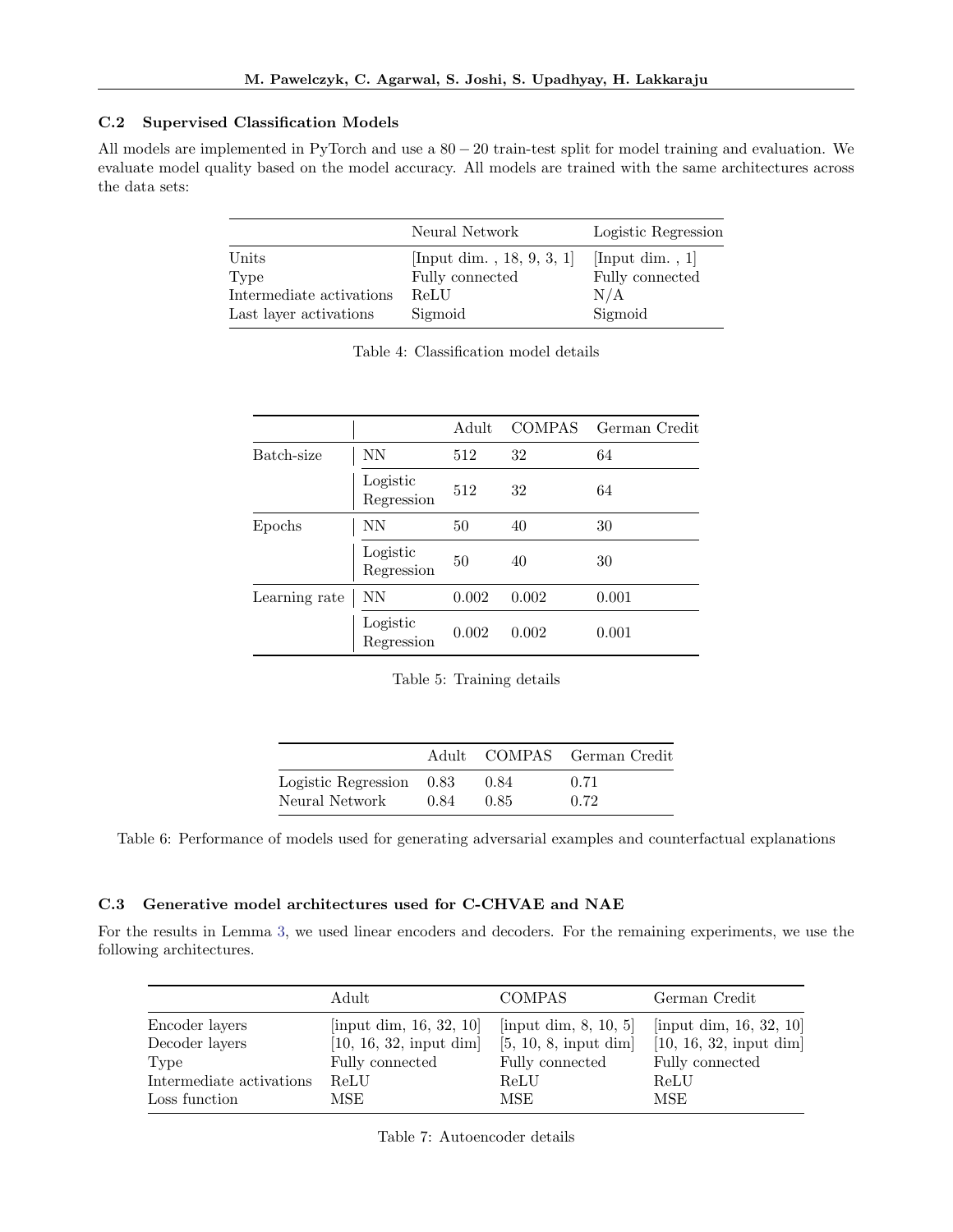### C.2 Supervised Classification Models

All models are implemented in PyTorch and use a $80-20$ train-test split for model training and evaluation. We evaluate model quality based on the model accuracy. All models are trained with the same architectures across the data sets:

| | Neural Network | Logistic Regression |
|---|---|---|
| Units | [Input dim. , 18, 9, 3, 1] | [Input dim. , 1] |
| Type | Fully connected | Fully connected |
| Intermediate activations | ReLU | N/A |
| Last layer activations | Sigmoid | Sigmoid |

Table 4: Classification model details

| | | Adult | COMPAS | German Credit |
|---|---|---|---|---|
| Batch-size | NN | 512 | 32 | 64 |
| | Logistic Regression | 512 | 32 | 64 |
| Epochs | NN | 50 | 40 | 30 |
| | Logistic Regression | 50 | 40 | 30 |
| Learning rate | NN | 0.002 | 0.002 | 0.001 |
| | Logistic Regression | 0.002 | 0.002 | 0.001 |

Table 5: Training details

| | Adult | COMPAS | German Credit |
|---|---|---|---|
| Logistic Regression | 0.83 | 0.84 | 0.71 |
| Neural Network | 0.84 | 0.85 | 0.72 |

Table 6: Performance of models used for generating adversarial examples and counterfactual explanations

### C.3 Generative model architectures used for C-CHVAE and NAE

For the results in Lemma 3, we used linear encoders and decoders. For the remaining experiments, we use the following architectures.

| | Adult | COMPAS | German Credit |
|---|---|---|---|
| Encoder layers | [input dim, 16, 32, 10] | [input dim, 8, 10, 5] | [input dim, 16, 32, 10] |
| Decoder layers | [10, 16, 32, input dim] | [5, 10, 8, input dim] | [10, 16, 32, input dim] |
| Type | Fully connected | Fully connected | Fully connected |
| Intermediate activations | ReLU | ReLU | ReLU |
| Loss function | MSE | MSE | MSE |

Table 7: Autoencoder details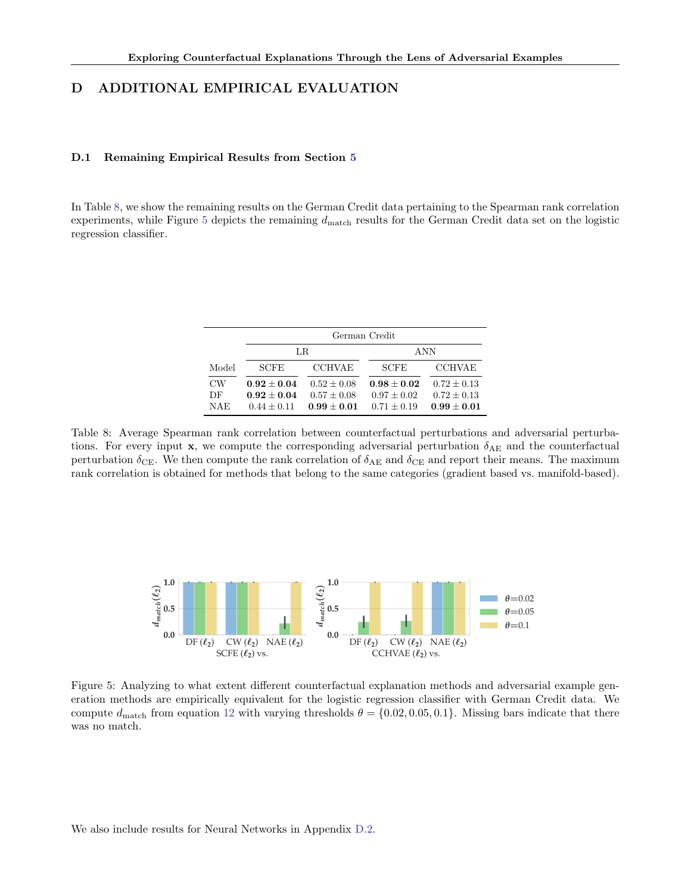# D ADDITIONAL EMPIRICAL EVALUATION

## D.1 Remaining Empirical Results from Section 5

In Table 8, we show the remaining results on the German Credit data pertaining to the Spearman rank correlation experiments, while Figure 5 depicts the remaining $d_{\text{match}}$ results for the German Credit data set on the logistic regression classifier.

| | German Credit | | | |
|---|---|---|---|---|
| | LR | | ANN | |
| Model | SCFE | CCHVAE | SCFE | CCHVAE |
| CW | $\mathbf{0.92 \pm 0.04}$ | $0.52 \pm 0.08$ | $\mathbf{0.98 \pm 0.02}$ | $0.72 \pm 0.13$ |
| DF | $\mathbf{0.92 \pm 0.04}$ | $0.57 \pm 0.08$ | $0.97 \pm 0.02$ | $0.72 \pm 0.13$ |
| NAE | $0.44 \pm 0.11$ | $\mathbf{0.99 \pm 0.01}$ | $0.71 \pm 0.19$ | $\mathbf{0.99 \pm 0.01}$ |

Table 8: Average Spearman rank correlation between counterfactual perturbations and adversarial perturbations. For every input $\mathbf{x}$, we compute the corresponding adversarial perturbation $\delta_{\text{AE}}$ and the counterfactual perturbation $\delta_{\text{CE}}$. We then compute the rank correlation of $\delta_{\text{AE}}$ and $\delta_{\text{CE}}$ and report their means. The maximum rank correlation is obtained for methods that belong to the same categories (gradient based vs. manifold-based).

Figure 5: Analyzing to what extent different counterfactual explanation methods and adversarial example generation methods are empirically equivalent for the logistic regression classifier with German Credit data. We compute $d_{\text{match}}$ from equation 12 with varying thresholds $\theta = \{0.02, 0.05, 0.1\}$. Missing bars indicate that there was no match.

We also include results for Neural Networks in Appendix D.2.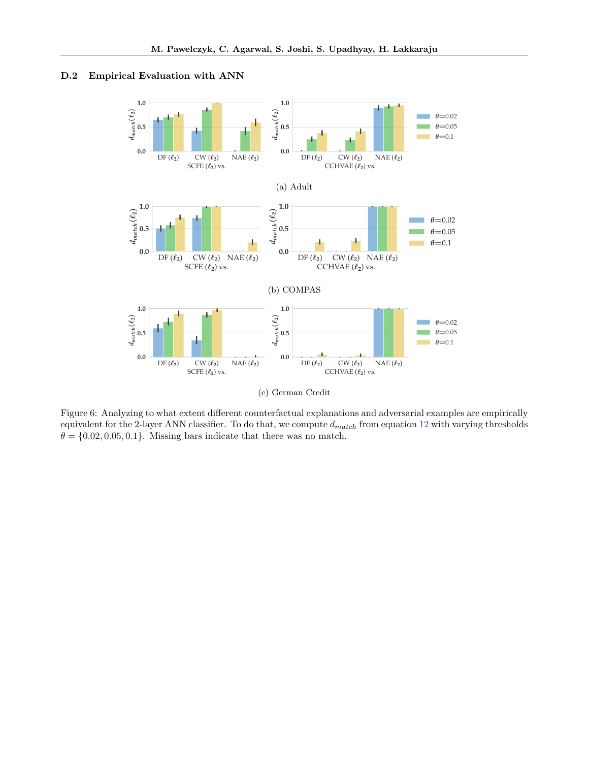### D.2 Empirical Evaluation with ANN

(a) Adult

(b) COMPAS

(c) German Credit

Figure 6: Analyzing to what extent different counterfactual explanations and adversarial examples are empirically equivalent for the 2-layer ANN classifier. To do that, we compute $d_{match}$ from equation 12 with varying thresholds $\theta = \{0.02, 0.05, 0.1\}$. Missing bars indicate that there was no match.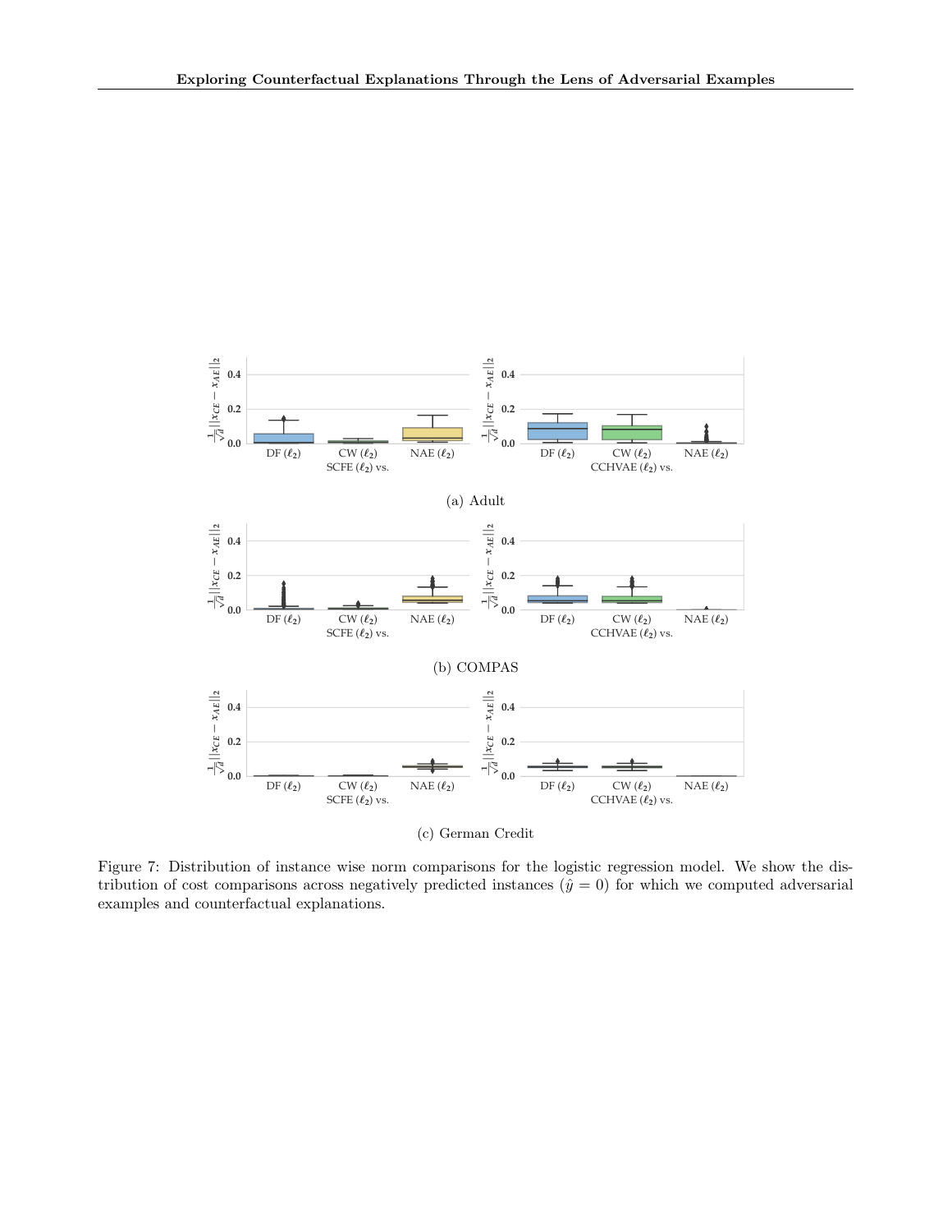(a) Adult

(b) COMPAS

(c) German Credit

Figure 7: Distribution of instance wise norm comparisons for the logistic regression model. We show the distribution of cost comparisons across negatively predicted instances ($\hat{y} = 0$) for which we computed adversarial examples and counterfactual explanations.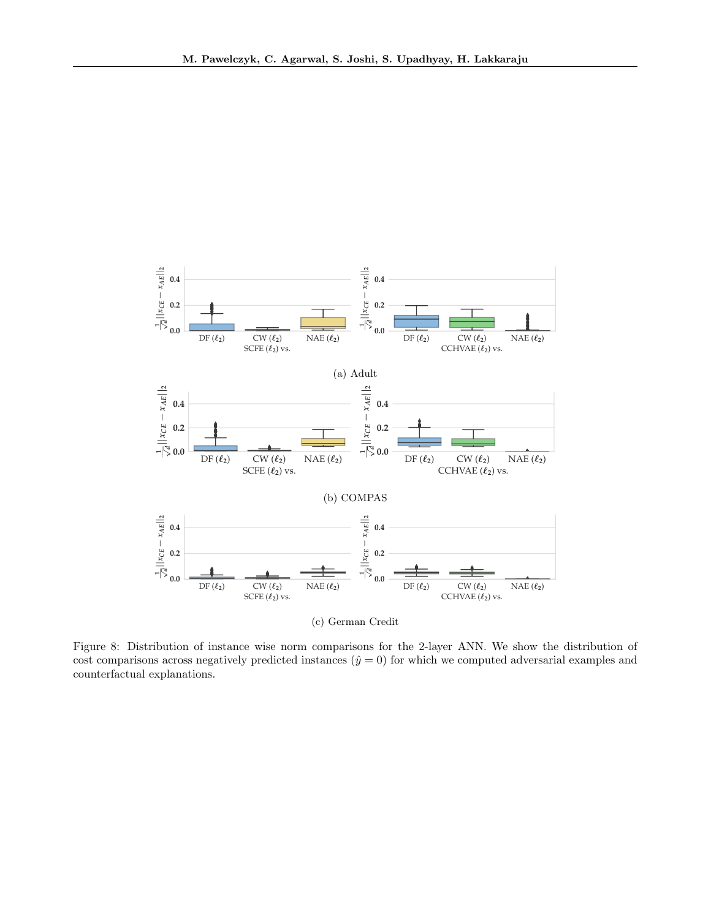$\frac{1}{\sqrt{d}}||x_{CE} - x_{AE}||_2$

0.4

0.2

0.0

DF ($\ell_2$) CW ($\ell_2$) NAE ($\ell_2$)

SCFE ($\ell_2$) vs.

$\frac{1}{\sqrt{d}}||x_{CE} - x_{AE}||_2$

0.4

0.2

0.0

DF ($\ell_2$) CW ($\ell_2$) NAE ($\ell_2$)

CCHVAE ($\ell_2$) vs.

(a) Adult

$\frac{1}{\sqrt{d}}||x_{CE} - x_{AE}||_2$

0.4

0.2

0.0

DF ($\ell_2$) CW ($\ell_2$) NAE ($\ell_2$)

SCFE ($\ell_2$) vs.

$\frac{1}{\sqrt{d}}||x_{CE} - x_{AE}||_2$

0.4

0.2

0.0

DF ($\ell_2$) CW ($\ell_2$) NAE ($\ell_2$)

CCHVAE ($\ell_2$) vs.

(b) COMPAS

$\frac{1}{\sqrt{d}}||x_{CE} - x_{AE}||_2$

0.4

0.2

0.0

DF ($\ell_2$) CW ($\ell_2$) NAE ($\ell_2$)

SCFE ($\ell_2$) vs.

$\frac{1}{\sqrt{d}}||x_{CE} - x_{AE}||_2$

0.4

0.2

0.0

DF ($\ell_2$) CW ($\ell_2$) NAE ($\ell_2$)

CCHVAE ($\ell_2$) vs.

(c) German Credit

Figure 8: Distribution of instance wise norm comparisons for the 2-layer ANN. We show the distribution of cost comparisons across negatively predicted instances ($\hat{y} = 0$) for which we computed adversarial examples and counterfactual explanations.